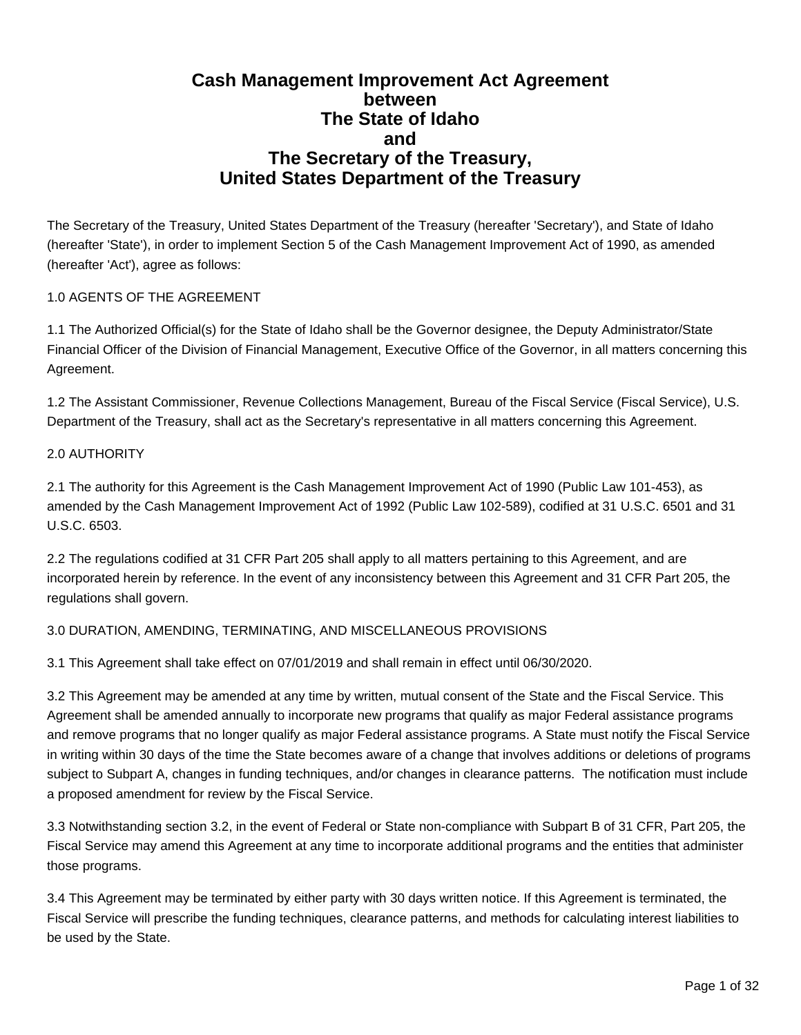# Cash Management Improvement Act Agreement between The State of Idaho and The Secretary of the Treasury, United States Department of the Treasury

The Secretary of the Treasury, United States Department of the Treasury (hereafter 'Secretary'), and State of Idaho (hereafter 'State'), in order to implement Section 5 of the Cash Management Improvement Act of 1990, as amended (hereafter 'Act'), agree as follows:

## 1.0 AGENTS OF THE AGREEMENT

1.1 The Authorized Official(s) for the State of Idaho shall be the Governor designee, the Deputy Administrator/State Financial Officer of the Division of Financial Management, Executive Office of the Governor, in all matters concerning this Agreement.

1.2 The Assistant Commissioner, Revenue Collections Management, Bureau of the Fiscal Service (Fiscal Service), U.S. Department of the Treasury, shall act as the Secretary's representative in all matters concerning this Agreement.

## 2.0 AUTHORITY

2.1 The authority for this Agreement is the Cash Management Improvement Act of 1990 (Public Law 101-453), as amended by the Cash Management Improvement Act of 1992 (Public Law 102-589), codified at 31 U.S.C. 6501 and 31 U.S.C. 6503.

2.2 The regulations codified at 31 CFR Part 205 shall apply to all matters pertaining to this Agreement, and are incorporated herein by reference. In the event of any inconsistency between this Agreement and 31 CFR Part 205, the regulations shall govern.

## 3.0 DURATION, AMENDING, TERMINATING, AND MISCELLANEOUS PROVISIONS

3.1 This Agreement shall take effect on 07/01/2019 and shall remain in effect until 06/30/2020.

3.2 This Agreement may be amended at any time by written, mutual consent of the State and the Fiscal Service. This Agreement shall be amended annually to incorporate new programs that qualify as major Federal assistance programs and remove programs that no longer qualify as major Federal assistance programs. A State must notify the Fiscal Service in writing within 30 days of the time the State becomes aware of a change that involves additions or deletions of programs subject to Subpart A, changes in funding techniques, and/or changes in clearance patterns. The notification must include a proposed amendment for review by the Fiscal Service.

3.3 Notwithstanding section 3.2, in the event of Federal or State non-compliance with Subpart B of 31 CFR, Part 205, the Fiscal Service may amend this Agreement at any time to incorporate additional programs and the entities that administer those programs.

3.4 This Agreement may be terminated by either party with 30 days written notice. If this Agreement is terminated, the Fiscal Service will prescribe the funding techniques, clearance patterns, and methods for calculating interest liabilities to be used by the State.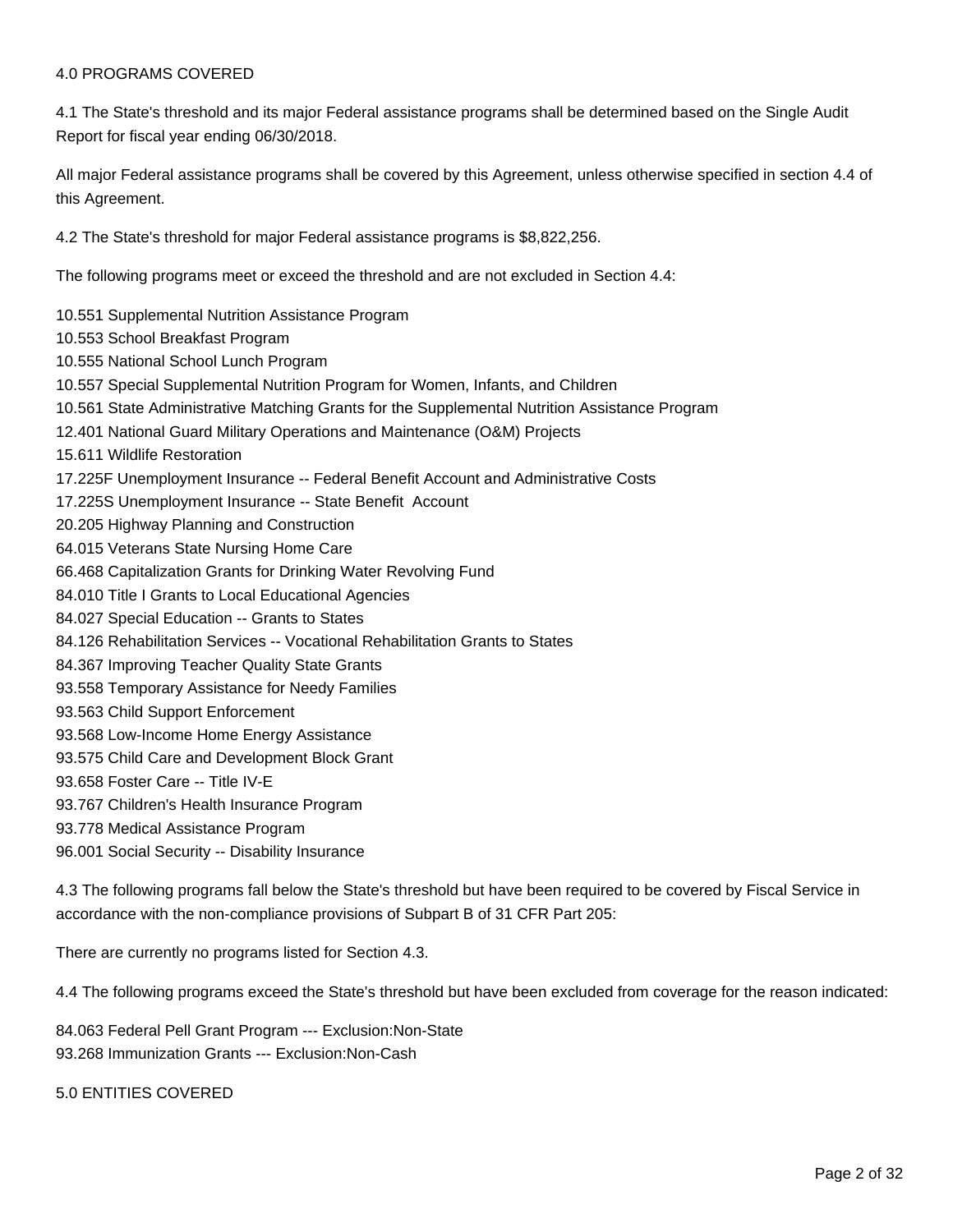## 4.0 PROGRAMS COVERED

4.1 The State's threshold and its major Federal assistance programs shall be determined based on the Single Audit Report for fiscal year ending 06/30/2018.

All major Federal assistance programs shall be covered by this Agreement, unless otherwise specified in section 4.4 of this Agreement.

4.2 The State's threshold for major Federal assistance programs is $8,822,256.

The following programs meet or exceed the threshold and are not excluded in Section 4.4:

10.551 Supplemental Nutrition Assistance Program
10.553 School Breakfast Program
10.555 National School Lunch Program
10.557 Special Supplemental Nutrition Program for Women, Infants, and Children
10.561 State Administrative Matching Grants for the Supplemental Nutrition Assistance Program
12.401 National Guard Military Operations and Maintenance (O&M) Projects
15.611 Wildlife Restoration
17.225F Unemployment Insurance -- Federal Benefit Account and Administrative Costs
17.225S Unemployment Insurance -- State Benefit Account
20.205 Highway Planning and Construction
64.015 Veterans State Nursing Home Care
66.468 Capitalization Grants for Drinking Water Revolving Fund
84.010 Title I Grants to Local Educational Agencies
84.027 Special Education -- Grants to States
84.126 Rehabilitation Services -- Vocational Rehabilitation Grants to States
84.367 Improving Teacher Quality State Grants
93.558 Temporary Assistance for Needy Families
93.563 Child Support Enforcement
93.568 Low-Income Home Energy Assistance
93.575 Child Care and Development Block Grant
93.658 Foster Care -- Title IV-E
93.767 Children's Health Insurance Program
93.778 Medical Assistance Program
96.001 Social Security -- Disability Insurance

4.3 The following programs fall below the State's threshold but have been required to be covered by Fiscal Service in accordance with the non-compliance provisions of Subpart B of 31 CFR Part 205:

There are currently no programs listed for Section 4.3.

4.4 The following programs exceed the State's threshold but have been excluded from coverage for the reason indicated:

84.063 Federal Pell Grant Program --- Exclusion:Non-State
93.268 Immunization Grants --- Exclusion:Non-Cash

## 5.0 ENTITIES COVERED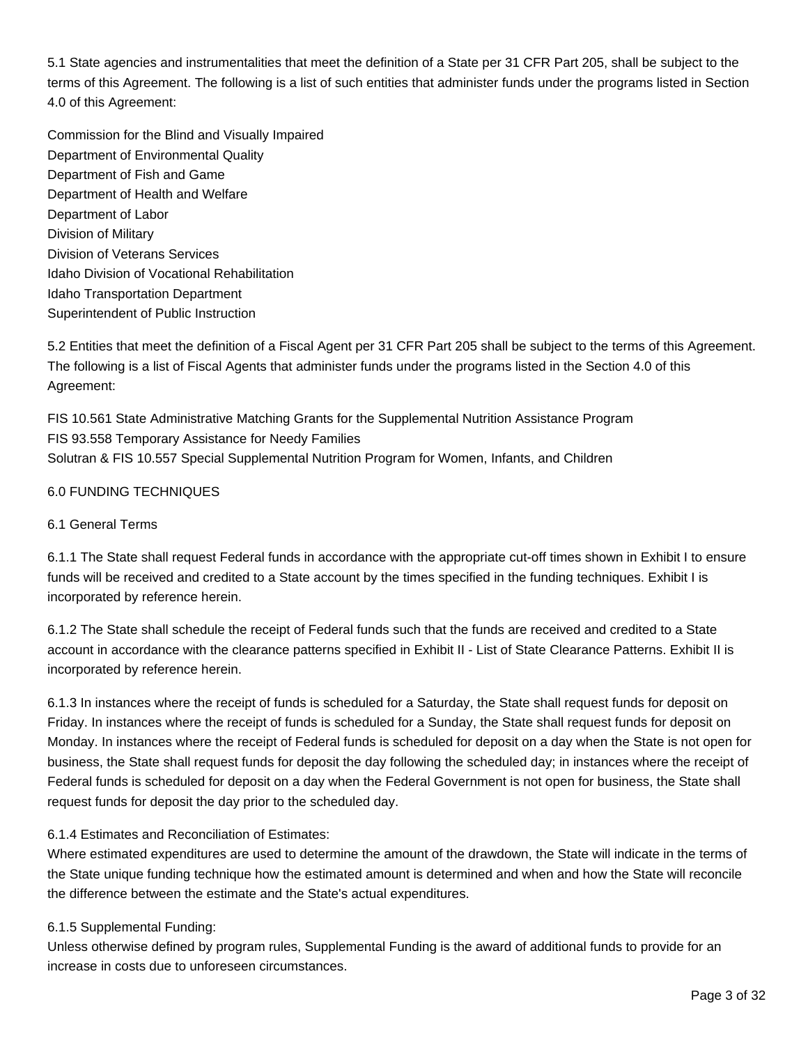5.1 State agencies and instrumentalities that meet the definition of a State per 31 CFR Part 205, shall be subject to the terms of this Agreement. The following is a list of such entities that administer funds under the programs listed in Section 4.0 of this Agreement:

Commission for the Blind and Visually Impaired
Department of Environmental Quality
Department of Fish and Game
Department of Health and Welfare
Department of Labor
Division of Military
Division of Veterans Services
Idaho Division of Vocational Rehabilitation
Idaho Transportation Department
Superintendent of Public Instruction

5.2 Entities that meet the definition of a Fiscal Agent per 31 CFR Part 205 shall be subject to the terms of this Agreement. The following is a list of Fiscal Agents that administer funds under the programs listed in the Section 4.0 of this Agreement:

FIS 10.561 State Administrative Matching Grants for the Supplemental Nutrition Assistance Program
FIS 93.558 Temporary Assistance for Needy Families
Solutran & FIS 10.557 Special Supplemental Nutrition Program for Women, Infants, and Children

## 6.0 FUNDING TECHNIQUES

### 6.1 General Terms

6.1.1 The State shall request Federal funds in accordance with the appropriate cut-off times shown in Exhibit I to ensure funds will be received and credited to a State account by the times specified in the funding techniques. Exhibit I is incorporated by reference herein.

6.1.2 The State shall schedule the receipt of Federal funds such that the funds are received and credited to a State account in accordance with the clearance patterns specified in Exhibit II - List of State Clearance Patterns. Exhibit II is incorporated by reference herein.

6.1.3 In instances where the receipt of funds is scheduled for a Saturday, the State shall request funds for deposit on Friday. In instances where the receipt of funds is scheduled for a Sunday, the State shall request funds for deposit on Monday. In instances where the receipt of Federal funds is scheduled for deposit on a day when the State is not open for business, the State shall request funds for deposit the day following the scheduled day; in instances where the receipt of Federal funds is scheduled for deposit on a day when the Federal Government is not open for business, the State shall request funds for deposit the day prior to the scheduled day.

6.1.4 Estimates and Reconciliation of Estimates:
Where estimated expenditures are used to determine the amount of the drawdown, the State will indicate in the terms of the State unique funding technique how the estimated amount is determined and when and how the State will reconcile the difference between the estimate and the State's actual expenditures.

6.1.5 Supplemental Funding:
Unless otherwise defined by program rules, Supplemental Funding is the award of additional funds to provide for an increase in costs due to unforeseen circumstances.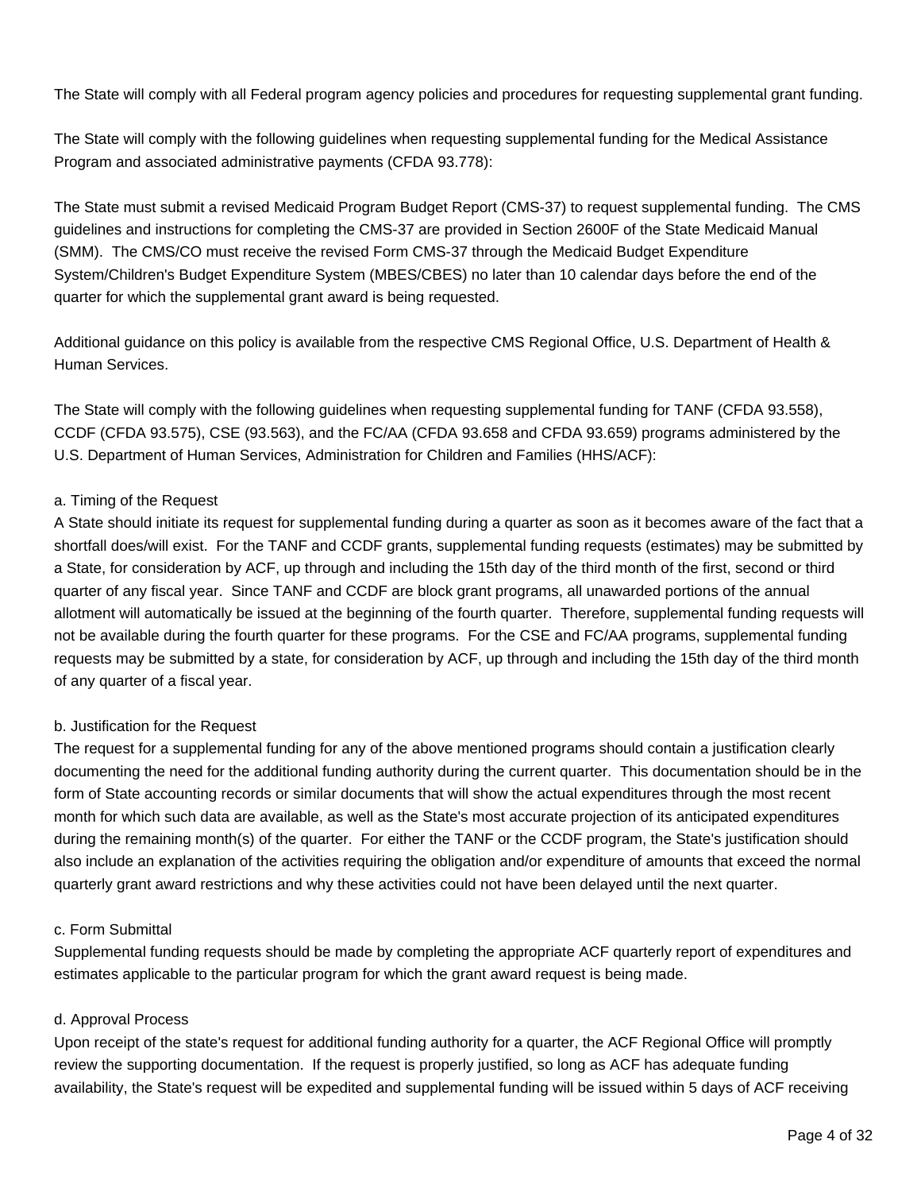The State will comply with all Federal program agency policies and procedures for requesting supplemental grant funding.

The State will comply with the following guidelines when requesting supplemental funding for the Medical Assistance Program and associated administrative payments (CFDA 93.778):

The State must submit a revised Medicaid Program Budget Report (CMS-37) to request supplemental funding. The CMS guidelines and instructions for completing the CMS-37 are provided in Section 2600F of the State Medicaid Manual (SMM). The CMS/CO must receive the revised Form CMS-37 through the Medicaid Budget Expenditure System/Children's Budget Expenditure System (MBES/CBES) no later than 10 calendar days before the end of the quarter for which the supplemental grant award is being requested.

Additional guidance on this policy is available from the respective CMS Regional Office, U.S. Department of Health & Human Services.

The State will comply with the following guidelines when requesting supplemental funding for TANF (CFDA 93.558), CCDF (CFDA 93.575), CSE (93.563), and the FC/AA (CFDA 93.658 and CFDA 93.659) programs administered by the U.S. Department of Human Services, Administration for Children and Families (HHS/ACF):

a. Timing of the Request
A State should initiate its request for supplemental funding during a quarter as soon as it becomes aware of the fact that a shortfall does/will exist. For the TANF and CCDF grants, supplemental funding requests (estimates) may be submitted by a State, for consideration by ACF, up through and including the 15th day of the third month of the first, second or third quarter of any fiscal year. Since TANF and CCDF are block grant programs, all unawarded portions of the annual allotment will automatically be issued at the beginning of the fourth quarter. Therefore, supplemental funding requests will not be available during the fourth quarter for these programs. For the CSE and FC/AA programs, supplemental funding requests may be submitted by a state, for consideration by ACF, up through and including the 15th day of the third month of any quarter of a fiscal year.

b. Justification for the Request
The request for a supplemental funding for any of the above mentioned programs should contain a justification clearly documenting the need for the additional funding authority during the current quarter. This documentation should be in the form of State accounting records or similar documents that will show the actual expenditures through the most recent month for which such data are available, as well as the State's most accurate projection of its anticipated expenditures during the remaining month(s) of the quarter. For either the TANF or the CCDF program, the State's justification should also include an explanation of the activities requiring the obligation and/or expenditure of amounts that exceed the normal quarterly grant award restrictions and why these activities could not have been delayed until the next quarter.

c. Form Submittal
Supplemental funding requests should be made by completing the appropriate ACF quarterly report of expenditures and estimates applicable to the particular program for which the grant award request is being made.

d. Approval Process
Upon receipt of the state's request for additional funding authority for a quarter, the ACF Regional Office will promptly review the supporting documentation. If the request is properly justified, so long as ACF has adequate funding availability, the State's request will be expedited and supplemental funding will be issued within 5 days of ACF receiving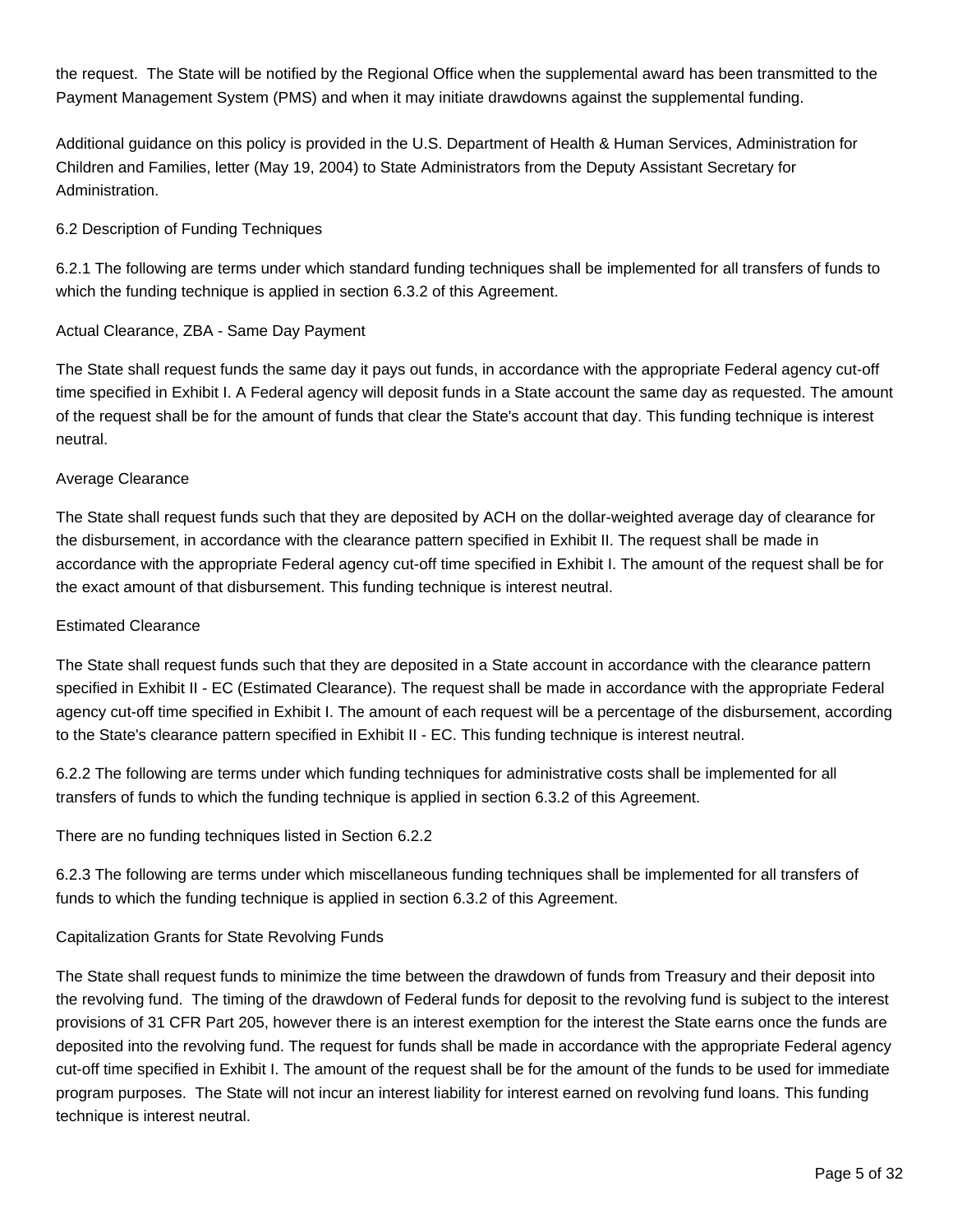the request. The State will be notified by the Regional Office when the supplemental award has been transmitted to the Payment Management System (PMS) and when it may initiate drawdowns against the supplemental funding.

Additional guidance on this policy is provided in the U.S. Department of Health & Human Services, Administration for Children and Families, letter (May 19, 2004) to State Administrators from the Deputy Assistant Secretary for Administration.

6.2 Description of Funding Techniques

6.2.1 The following are terms under which standard funding techniques shall be implemented for all transfers of funds to which the funding technique is applied in section 6.3.2 of this Agreement.

Actual Clearance, ZBA - Same Day Payment

The State shall request funds the same day it pays out funds, in accordance with the appropriate Federal agency cut-off time specified in Exhibit I. A Federal agency will deposit funds in a State account the same day as requested. The amount of the request shall be for the amount of funds that clear the State's account that day. This funding technique is interest neutral.

Average Clearance

The State shall request funds such that they are deposited by ACH on the dollar-weighted average day of clearance for the disbursement, in accordance with the clearance pattern specified in Exhibit II. The request shall be made in accordance with the appropriate Federal agency cut-off time specified in Exhibit I. The amount of the request shall be for the exact amount of that disbursement. This funding technique is interest neutral.

Estimated Clearance

The State shall request funds such that they are deposited in a State account in accordance with the clearance pattern specified in Exhibit II - EC (Estimated Clearance). The request shall be made in accordance with the appropriate Federal agency cut-off time specified in Exhibit I. The amount of each request will be a percentage of the disbursement, according to the State's clearance pattern specified in Exhibit II - EC. This funding technique is interest neutral.

6.2.2 The following are terms under which funding techniques for administrative costs shall be implemented for all transfers of funds to which the funding technique is applied in section 6.3.2 of this Agreement.

There are no funding techniques listed in Section 6.2.2

6.2.3 The following are terms under which miscellaneous funding techniques shall be implemented for all transfers of funds to which the funding technique is applied in section 6.3.2 of this Agreement.

Capitalization Grants for State Revolving Funds

The State shall request funds to minimize the time between the drawdown of funds from Treasury and their deposit into the revolving fund. The timing of the drawdown of Federal funds for deposit to the revolving fund is subject to the interest provisions of 31 CFR Part 205, however there is an interest exemption for the interest the State earns once the funds are deposited into the revolving fund. The request for funds shall be made in accordance with the appropriate Federal agency cut-off time specified in Exhibit I. The amount of the request shall be for the amount of the funds to be used for immediate program purposes. The State will not incur an interest liability for interest earned on revolving fund loans. This funding technique is interest neutral.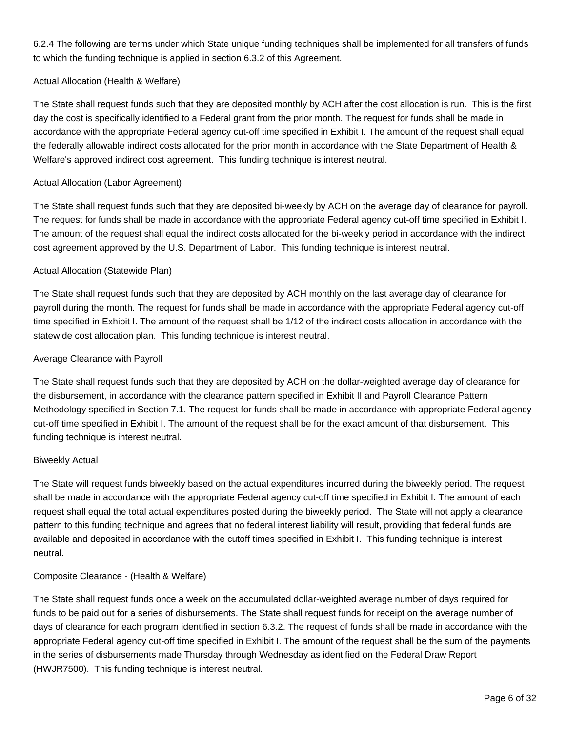6.2.4 The following are terms under which State unique funding techniques shall be implemented for all transfers of funds to which the funding technique is applied in section 6.3.2 of this Agreement.

Actual Allocation (Health & Welfare)

The State shall request funds such that they are deposited monthly by ACH after the cost allocation is run. This is the first day the cost is specifically identified to a Federal grant from the prior month. The request for funds shall be made in accordance with the appropriate Federal agency cut-off time specified in Exhibit I. The amount of the request shall equal the federally allowable indirect costs allocated for the prior month in accordance with the State Department of Health & Welfare's approved indirect cost agreement. This funding technique is interest neutral.

Actual Allocation (Labor Agreement)

The State shall request funds such that they are deposited bi-weekly by ACH on the average day of clearance for payroll. The request for funds shall be made in accordance with the appropriate Federal agency cut-off time specified in Exhibit I. The amount of the request shall equal the indirect costs allocated for the bi-weekly period in accordance with the indirect cost agreement approved by the U.S. Department of Labor. This funding technique is interest neutral.

Actual Allocation (Statewide Plan)

The State shall request funds such that they are deposited by ACH monthly on the last average day of clearance for payroll during the month. The request for funds shall be made in accordance with the appropriate Federal agency cut-off time specified in Exhibit I. The amount of the request shall be 1/12 of the indirect costs allocation in accordance with the statewide cost allocation plan. This funding technique is interest neutral.

Average Clearance with Payroll

The State shall request funds such that they are deposited by ACH on the dollar-weighted average day of clearance for the disbursement, in accordance with the clearance pattern specified in Exhibit II and Payroll Clearance Pattern Methodology specified in Section 7.1. The request for funds shall be made in accordance with appropriate Federal agency cut-off time specified in Exhibit I. The amount of the request shall be for the exact amount of that disbursement. This funding technique is interest neutral.

Biweekly Actual

The State will request funds biweekly based on the actual expenditures incurred during the biweekly period. The request shall be made in accordance with the appropriate Federal agency cut-off time specified in Exhibit I. The amount of each request shall equal the total actual expenditures posted during the biweekly period. The State will not apply a clearance pattern to this funding technique and agrees that no federal interest liability will result, providing that federal funds are available and deposited in accordance with the cutoff times specified in Exhibit I. This funding technique is interest neutral.

Composite Clearance - (Health & Welfare)

The State shall request funds once a week on the accumulated dollar-weighted average number of days required for funds to be paid out for a series of disbursements. The State shall request funds for receipt on the average number of days of clearance for each program identified in section 6.3.2. The request of funds shall be made in accordance with the appropriate Federal agency cut-off time specified in Exhibit I. The amount of the request shall be the sum of the payments in the series of disbursements made Thursday through Wednesday as identified on the Federal Draw Report (HWJR7500). This funding technique is interest neutral.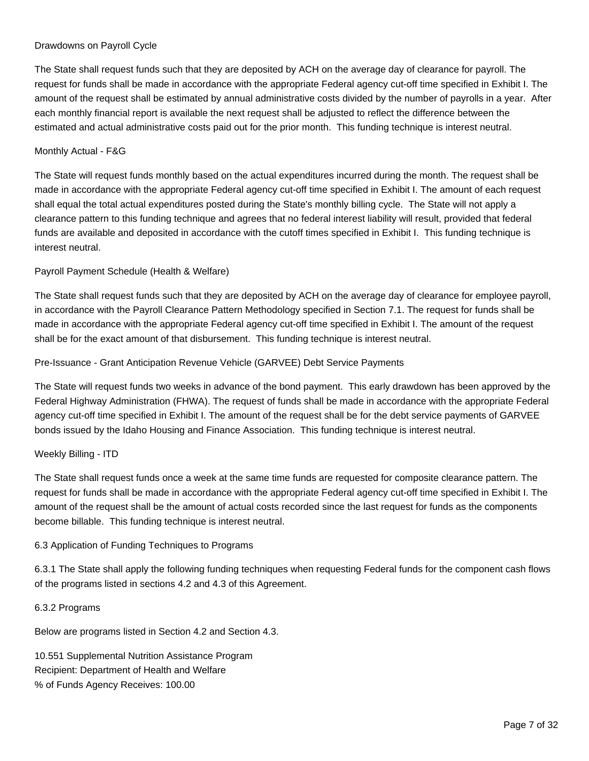Drawdowns on Payroll Cycle

The State shall request funds such that they are deposited by ACH on the average day of clearance for payroll. The request for funds shall be made in accordance with the appropriate Federal agency cut-off time specified in Exhibit I. The amount of the request shall be estimated by annual administrative costs divided by the number of payrolls in a year. After each monthly financial report is available the next request shall be adjusted to reflect the difference between the estimated and actual administrative costs paid out for the prior month. This funding technique is interest neutral.

Monthly Actual - F&G

The State will request funds monthly based on the actual expenditures incurred during the month. The request shall be made in accordance with the appropriate Federal agency cut-off time specified in Exhibit I. The amount of each request shall equal the total actual expenditures posted during the State's monthly billing cycle. The State will not apply a clearance pattern to this funding technique and agrees that no federal interest liability will result, provided that federal funds are available and deposited in accordance with the cutoff times specified in Exhibit I. This funding technique is interest neutral.

Payroll Payment Schedule (Health & Welfare)

The State shall request funds such that they are deposited by ACH on the average day of clearance for employee payroll, in accordance with the Payroll Clearance Pattern Methodology specified in Section 7.1. The request for funds shall be made in accordance with the appropriate Federal agency cut-off time specified in Exhibit I. The amount of the request shall be for the exact amount of that disbursement. This funding technique is interest neutral.

Pre-Issuance - Grant Anticipation Revenue Vehicle (GARVEE) Debt Service Payments

The State will request funds two weeks in advance of the bond payment. This early drawdown has been approved by the Federal Highway Administration (FHWA). The request of funds shall be made in accordance with the appropriate Federal agency cut-off time specified in Exhibit I. The amount of the request shall be for the debt service payments of GARVEE bonds issued by the Idaho Housing and Finance Association. This funding technique is interest neutral.

Weekly Billing - ITD

The State shall request funds once a week at the same time funds are requested for composite clearance pattern. The request for funds shall be made in accordance with the appropriate Federal agency cut-off time specified in Exhibit I. The amount of the request shall be the amount of actual costs recorded since the last request for funds as the components become billable. This funding technique is interest neutral.

6.3 Application of Funding Techniques to Programs

6.3.1 The State shall apply the following funding techniques when requesting Federal funds for the component cash flows of the programs listed in sections 4.2 and 4.3 of this Agreement.

6.3.2 Programs

Below are programs listed in Section 4.2 and Section 4.3.

10.551 Supplemental Nutrition Assistance Program
Recipient: Department of Health and Welfare
% of Funds Agency Receives: 100.00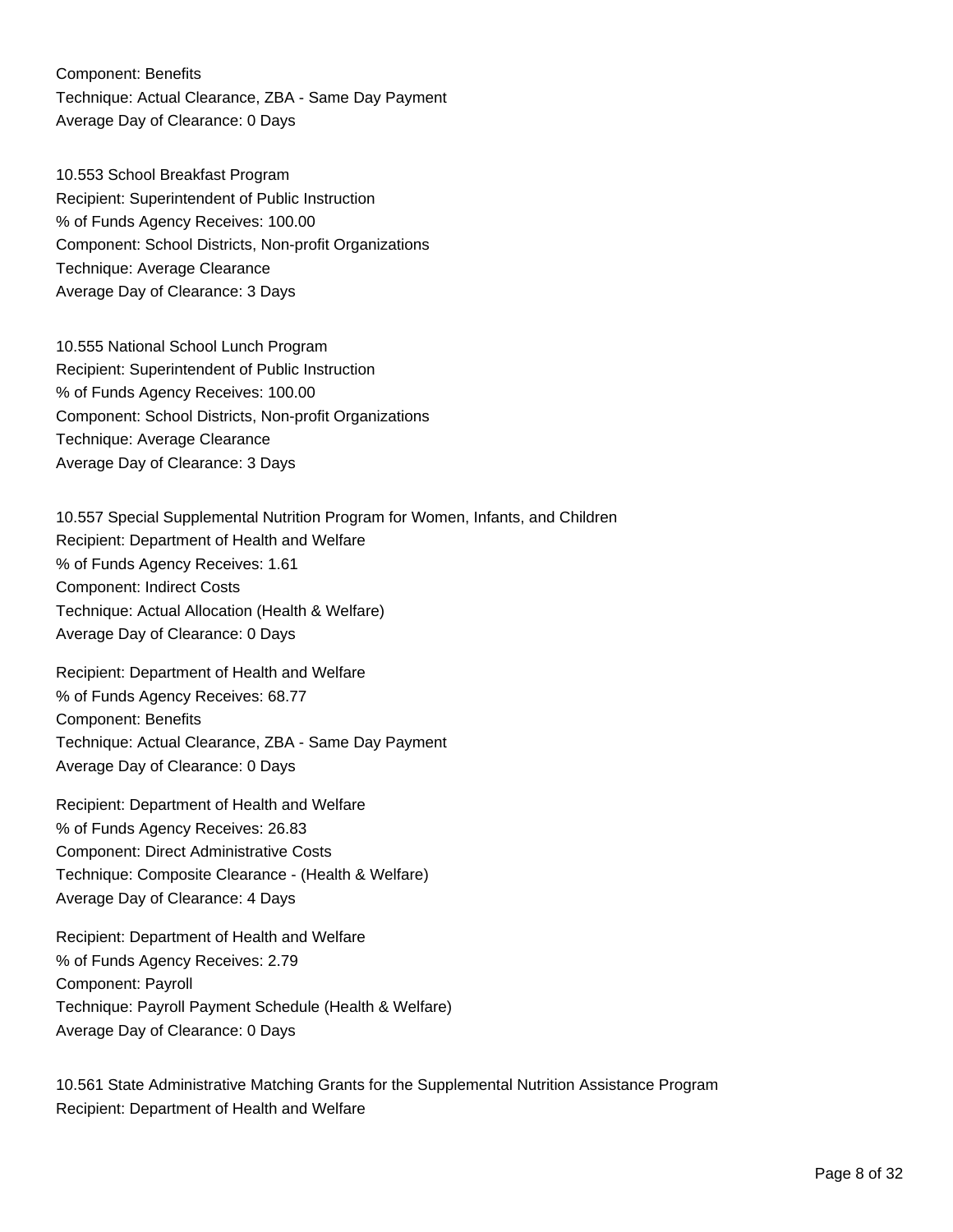Component: Benefits
Technique: Actual Clearance, ZBA - Same Day Payment
Average Day of Clearance: 0 Days

10.553 School Breakfast Program
Recipient: Superintendent of Public Instruction
% of Funds Agency Receives: 100.00
Component: School Districts, Non-profit Organizations
Technique: Average Clearance
Average Day of Clearance: 3 Days

10.555 National School Lunch Program
Recipient: Superintendent of Public Instruction
% of Funds Agency Receives: 100.00
Component: School Districts, Non-profit Organizations
Technique: Average Clearance
Average Day of Clearance: 3 Days

10.557 Special Supplemental Nutrition Program for Women, Infants, and Children
Recipient: Department of Health and Welfare
% of Funds Agency Receives: 1.61
Component: Indirect Costs
Technique: Actual Allocation (Health & Welfare)
Average Day of Clearance: 0 Days

Recipient: Department of Health and Welfare
% of Funds Agency Receives: 68.77
Component: Benefits
Technique: Actual Clearance, ZBA - Same Day Payment
Average Day of Clearance: 0 Days

Recipient: Department of Health and Welfare
% of Funds Agency Receives: 26.83
Component: Direct Administrative Costs
Technique: Composite Clearance - (Health & Welfare)
Average Day of Clearance: 4 Days

Recipient: Department of Health and Welfare
% of Funds Agency Receives: 2.79
Component: Payroll
Technique: Payroll Payment Schedule (Health & Welfare)
Average Day of Clearance: 0 Days

10.561 State Administrative Matching Grants for the Supplemental Nutrition Assistance Program
Recipient: Department of Health and Welfare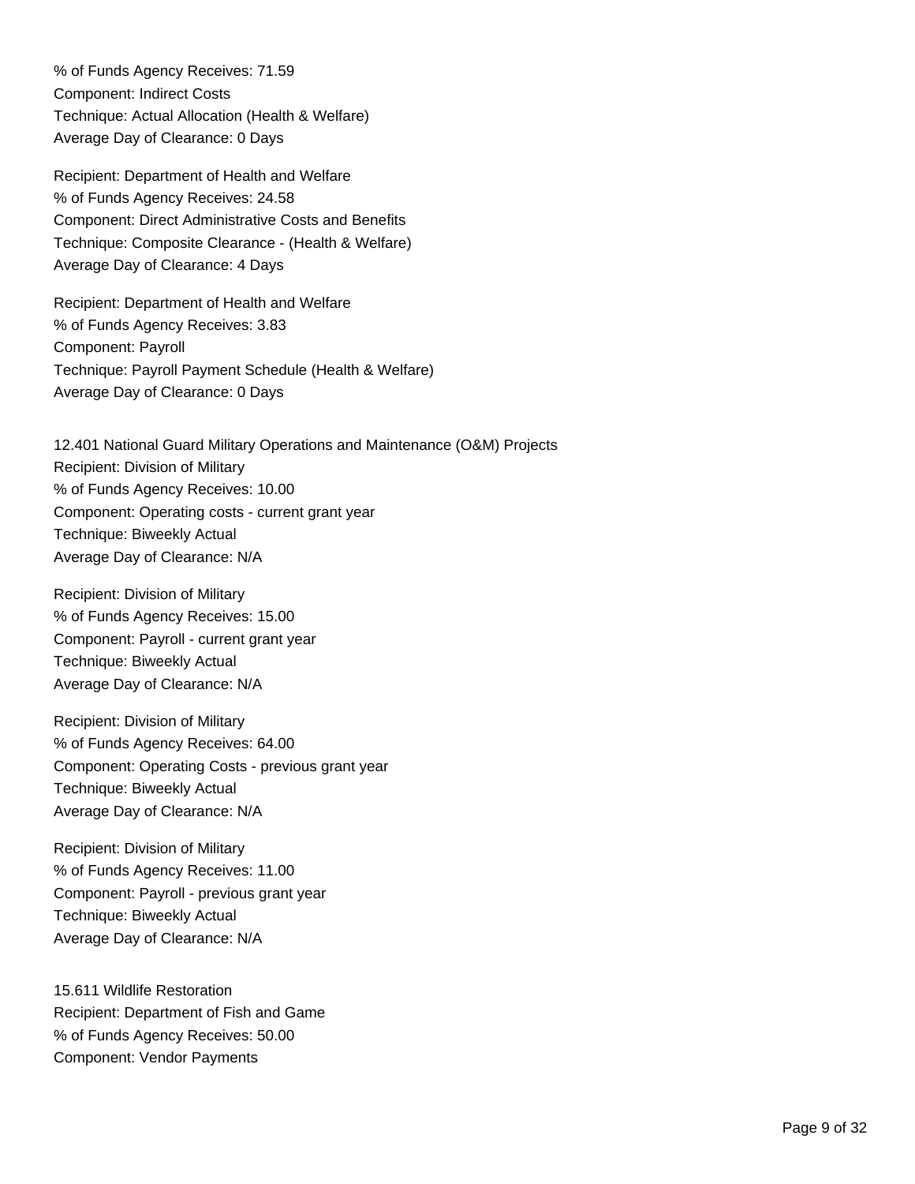% of Funds Agency Receives: 71.59
Component: Indirect Costs
Technique: Actual Allocation (Health & Welfare)
Average Day of Clearance: 0 Days

Recipient: Department of Health and Welfare
% of Funds Agency Receives: 24.58
Component: Direct Administrative Costs and Benefits
Technique: Composite Clearance - (Health & Welfare)
Average Day of Clearance: 4 Days

Recipient: Department of Health and Welfare
% of Funds Agency Receives: 3.83
Component: Payroll
Technique: Payroll Payment Schedule (Health & Welfare)
Average Day of Clearance: 0 Days

12.401 National Guard Military Operations and Maintenance (O&M) Projects
Recipient: Division of Military
% of Funds Agency Receives: 10.00
Component: Operating costs - current grant year
Technique: Biweekly Actual
Average Day of Clearance: N/A

Recipient: Division of Military
% of Funds Agency Receives: 15.00
Component: Payroll - current grant year
Technique: Biweekly Actual
Average Day of Clearance: N/A

Recipient: Division of Military
% of Funds Agency Receives: 64.00
Component: Operating Costs - previous grant year
Technique: Biweekly Actual
Average Day of Clearance: N/A

Recipient: Division of Military
% of Funds Agency Receives: 11.00
Component: Payroll - previous grant year
Technique: Biweekly Actual
Average Day of Clearance: N/A

15.611 Wildlife Restoration
Recipient: Department of Fish and Game
% of Funds Agency Receives: 50.00
Component: Vendor Payments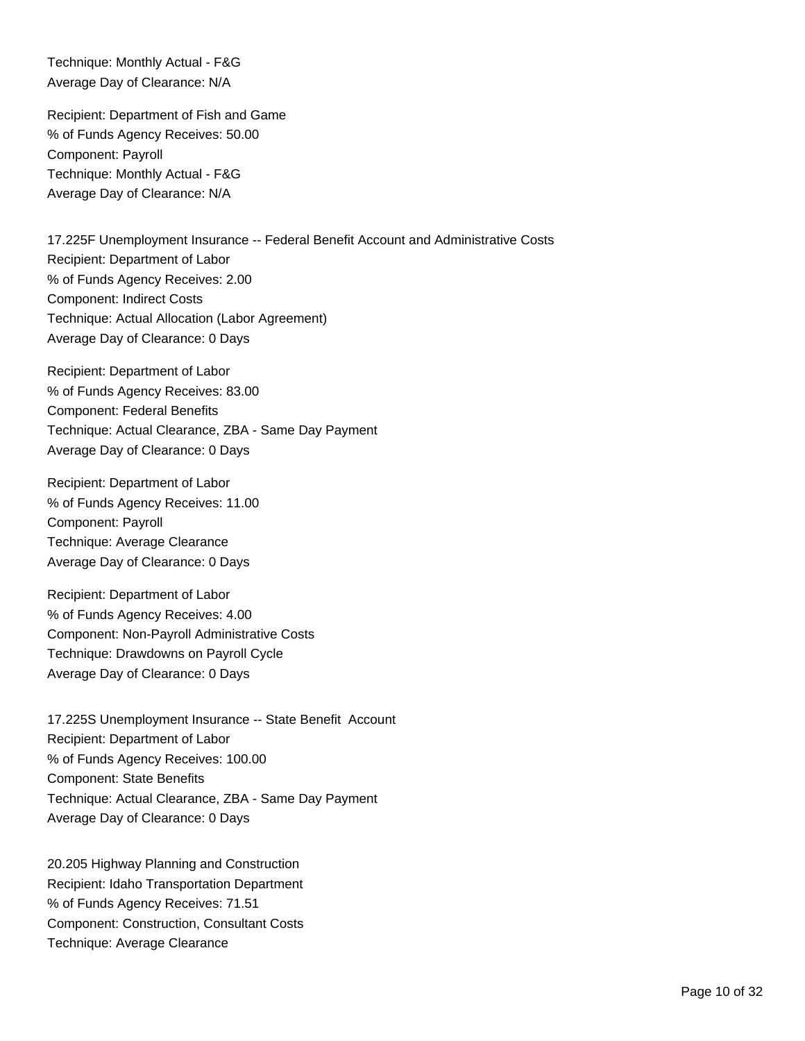Technique: Monthly Actual - F&G
Average Day of Clearance: N/A

Recipient: Department of Fish and Game
% of Funds Agency Receives: 50.00
Component: Payroll
Technique: Monthly Actual - F&G
Average Day of Clearance: N/A

17.225F Unemployment Insurance -- Federal Benefit Account and Administrative Costs
Recipient: Department of Labor
% of Funds Agency Receives: 2.00
Component: Indirect Costs
Technique: Actual Allocation (Labor Agreement)
Average Day of Clearance: 0 Days

Recipient: Department of Labor
% of Funds Agency Receives: 83.00
Component: Federal Benefits
Technique: Actual Clearance, ZBA - Same Day Payment
Average Day of Clearance: 0 Days

Recipient: Department of Labor
% of Funds Agency Receives: 11.00
Component: Payroll
Technique: Average Clearance
Average Day of Clearance: 0 Days

Recipient: Department of Labor
% of Funds Agency Receives: 4.00
Component: Non-Payroll Administrative Costs
Technique: Drawdowns on Payroll Cycle
Average Day of Clearance: 0 Days

17.225S Unemployment Insurance -- State Benefit Account
Recipient: Department of Labor
% of Funds Agency Receives: 100.00
Component: State Benefits
Technique: Actual Clearance, ZBA - Same Day Payment
Average Day of Clearance: 0 Days

20.205 Highway Planning and Construction
Recipient: Idaho Transportation Department
% of Funds Agency Receives: 71.51
Component: Construction, Consultant Costs
Technique: Average Clearance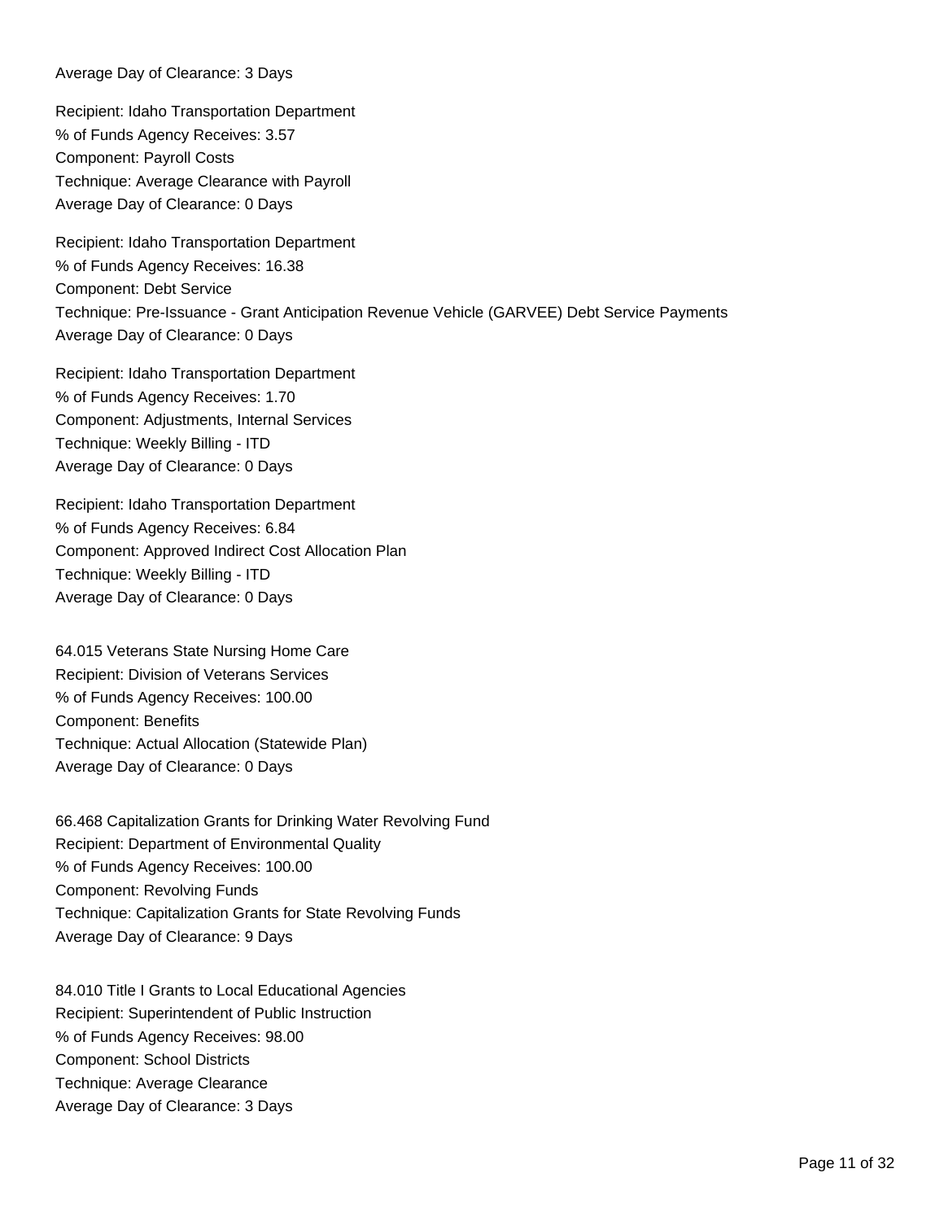Average Day of Clearance: 3 Days

Recipient: Idaho Transportation Department
% of Funds Agency Receives: 3.57
Component: Payroll Costs
Technique: Average Clearance with Payroll
Average Day of Clearance: 0 Days

Recipient: Idaho Transportation Department
% of Funds Agency Receives: 16.38
Component: Debt Service
Technique: Pre-Issuance - Grant Anticipation Revenue Vehicle (GARVEE) Debt Service Payments
Average Day of Clearance: 0 Days

Recipient: Idaho Transportation Department
% of Funds Agency Receives: 1.70
Component: Adjustments, Internal Services
Technique: Weekly Billing - ITD
Average Day of Clearance: 0 Days

Recipient: Idaho Transportation Department
% of Funds Agency Receives: 6.84
Component: Approved Indirect Cost Allocation Plan
Technique: Weekly Billing - ITD
Average Day of Clearance: 0 Days

64.015 Veterans State Nursing Home Care
Recipient: Division of Veterans Services
% of Funds Agency Receives: 100.00
Component: Benefits
Technique: Actual Allocation (Statewide Plan)
Average Day of Clearance: 0 Days

66.468 Capitalization Grants for Drinking Water Revolving Fund
Recipient: Department of Environmental Quality
% of Funds Agency Receives: 100.00
Component: Revolving Funds
Technique: Capitalization Grants for State Revolving Funds
Average Day of Clearance: 9 Days

84.010 Title I Grants to Local Educational Agencies
Recipient: Superintendent of Public Instruction
% of Funds Agency Receives: 98.00
Component: School Districts
Technique: Average Clearance
Average Day of Clearance: 3 Days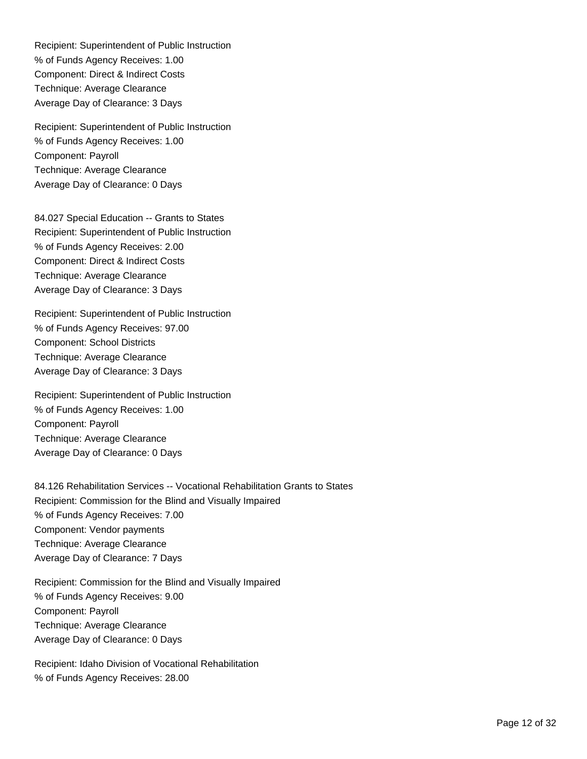Recipient: Superintendent of Public Instruction
% of Funds Agency Receives: 1.00
Component: Direct & Indirect Costs
Technique: Average Clearance
Average Day of Clearance: 3 Days

Recipient: Superintendent of Public Instruction
% of Funds Agency Receives: 1.00
Component: Payroll
Technique: Average Clearance
Average Day of Clearance: 0 Days

84.027 Special Education -- Grants to States
Recipient: Superintendent of Public Instruction
% of Funds Agency Receives: 2.00
Component: Direct & Indirect Costs
Technique: Average Clearance
Average Day of Clearance: 3 Days

Recipient: Superintendent of Public Instruction
% of Funds Agency Receives: 97.00
Component: School Districts
Technique: Average Clearance
Average Day of Clearance: 3 Days

Recipient: Superintendent of Public Instruction
% of Funds Agency Receives: 1.00
Component: Payroll
Technique: Average Clearance
Average Day of Clearance: 0 Days

84.126 Rehabilitation Services -- Vocational Rehabilitation Grants to States
Recipient: Commission for the Blind and Visually Impaired
% of Funds Agency Receives: 7.00
Component: Vendor payments
Technique: Average Clearance
Average Day of Clearance: 7 Days

Recipient: Commission for the Blind and Visually Impaired
% of Funds Agency Receives: 9.00
Component: Payroll
Technique: Average Clearance
Average Day of Clearance: 0 Days

Recipient: Idaho Division of Vocational Rehabilitation
% of Funds Agency Receives: 28.00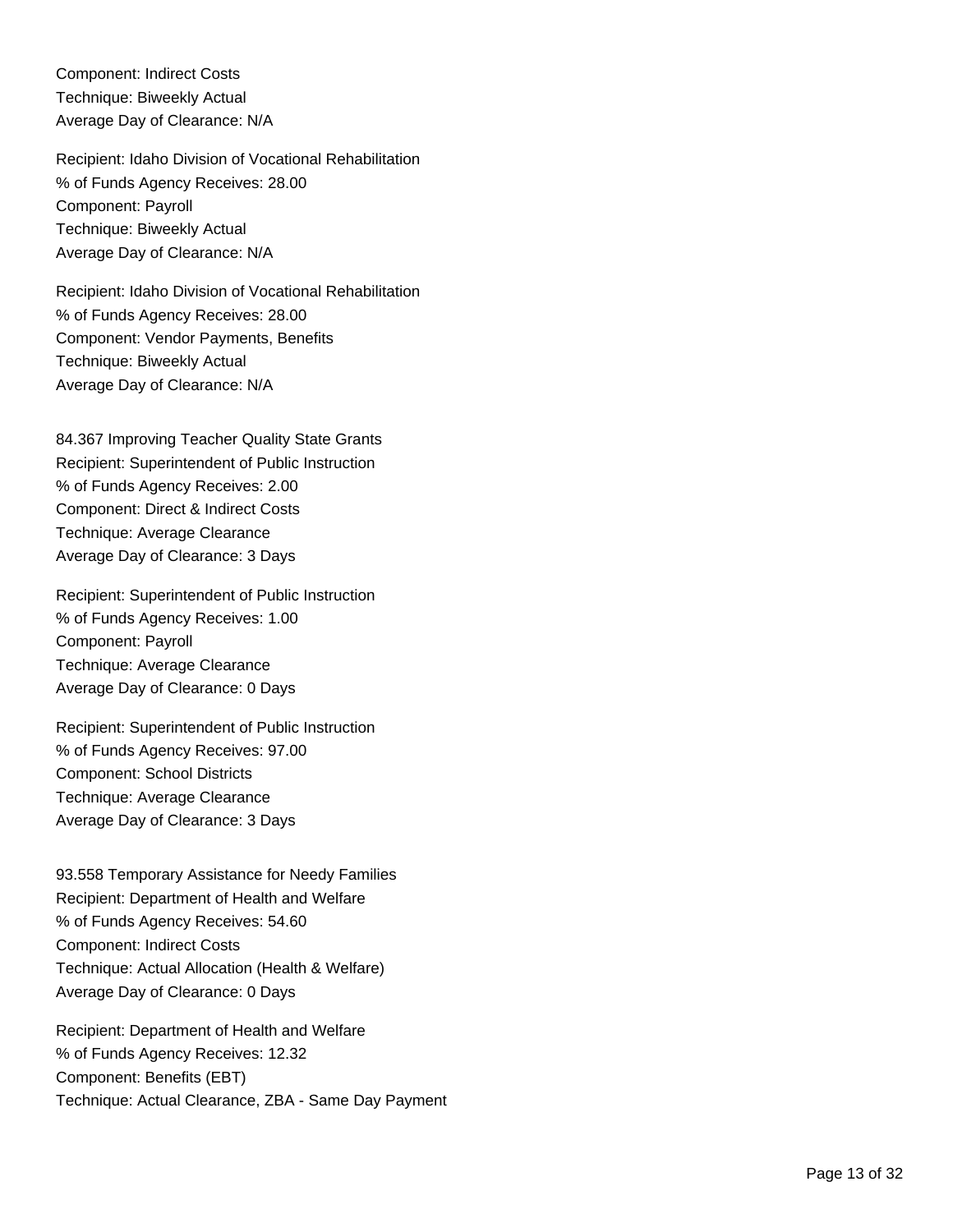Component: Indirect Costs
Technique: Biweekly Actual
Average Day of Clearance: N/A

Recipient: Idaho Division of Vocational Rehabilitation
% of Funds Agency Receives: 28.00
Component: Payroll
Technique: Biweekly Actual
Average Day of Clearance: N/A

Recipient: Idaho Division of Vocational Rehabilitation
% of Funds Agency Receives: 28.00
Component: Vendor Payments, Benefits
Technique: Biweekly Actual
Average Day of Clearance: N/A

84.367 Improving Teacher Quality State Grants
Recipient: Superintendent of Public Instruction
% of Funds Agency Receives: 2.00
Component: Direct & Indirect Costs
Technique: Average Clearance
Average Day of Clearance: 3 Days

Recipient: Superintendent of Public Instruction
% of Funds Agency Receives: 1.00
Component: Payroll
Technique: Average Clearance
Average Day of Clearance: 0 Days

Recipient: Superintendent of Public Instruction
% of Funds Agency Receives: 97.00
Component: School Districts
Technique: Average Clearance
Average Day of Clearance: 3 Days

93.558 Temporary Assistance for Needy Families
Recipient: Department of Health and Welfare
% of Funds Agency Receives: 54.60
Component: Indirect Costs
Technique: Actual Allocation (Health & Welfare)
Average Day of Clearance: 0 Days

Recipient: Department of Health and Welfare
% of Funds Agency Receives: 12.32
Component: Benefits (EBT)
Technique: Actual Clearance, ZBA - Same Day Payment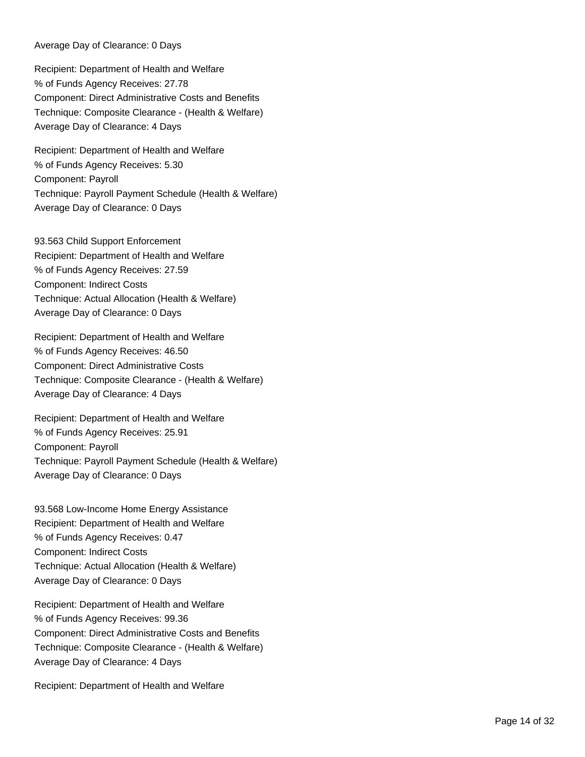Average Day of Clearance: 0 Days

Recipient: Department of Health and Welfare
% of Funds Agency Receives: 27.78
Component: Direct Administrative Costs and Benefits
Technique: Composite Clearance - (Health & Welfare)
Average Day of Clearance: 4 Days

Recipient: Department of Health and Welfare
% of Funds Agency Receives: 5.30
Component: Payroll
Technique: Payroll Payment Schedule (Health & Welfare)
Average Day of Clearance: 0 Days

93.563 Child Support Enforcement
Recipient: Department of Health and Welfare
% of Funds Agency Receives: 27.59
Component: Indirect Costs
Technique: Actual Allocation (Health & Welfare)
Average Day of Clearance: 0 Days

Recipient: Department of Health and Welfare
% of Funds Agency Receives: 46.50
Component: Direct Administrative Costs
Technique: Composite Clearance - (Health & Welfare)
Average Day of Clearance: 4 Days

Recipient: Department of Health and Welfare
% of Funds Agency Receives: 25.91
Component: Payroll
Technique: Payroll Payment Schedule (Health & Welfare)
Average Day of Clearance: 0 Days

93.568 Low-Income Home Energy Assistance
Recipient: Department of Health and Welfare
% of Funds Agency Receives: 0.47
Component: Indirect Costs
Technique: Actual Allocation (Health & Welfare)
Average Day of Clearance: 0 Days

Recipient: Department of Health and Welfare
% of Funds Agency Receives: 99.36
Component: Direct Administrative Costs and Benefits
Technique: Composite Clearance - (Health & Welfare)
Average Day of Clearance: 4 Days

Recipient: Department of Health and Welfare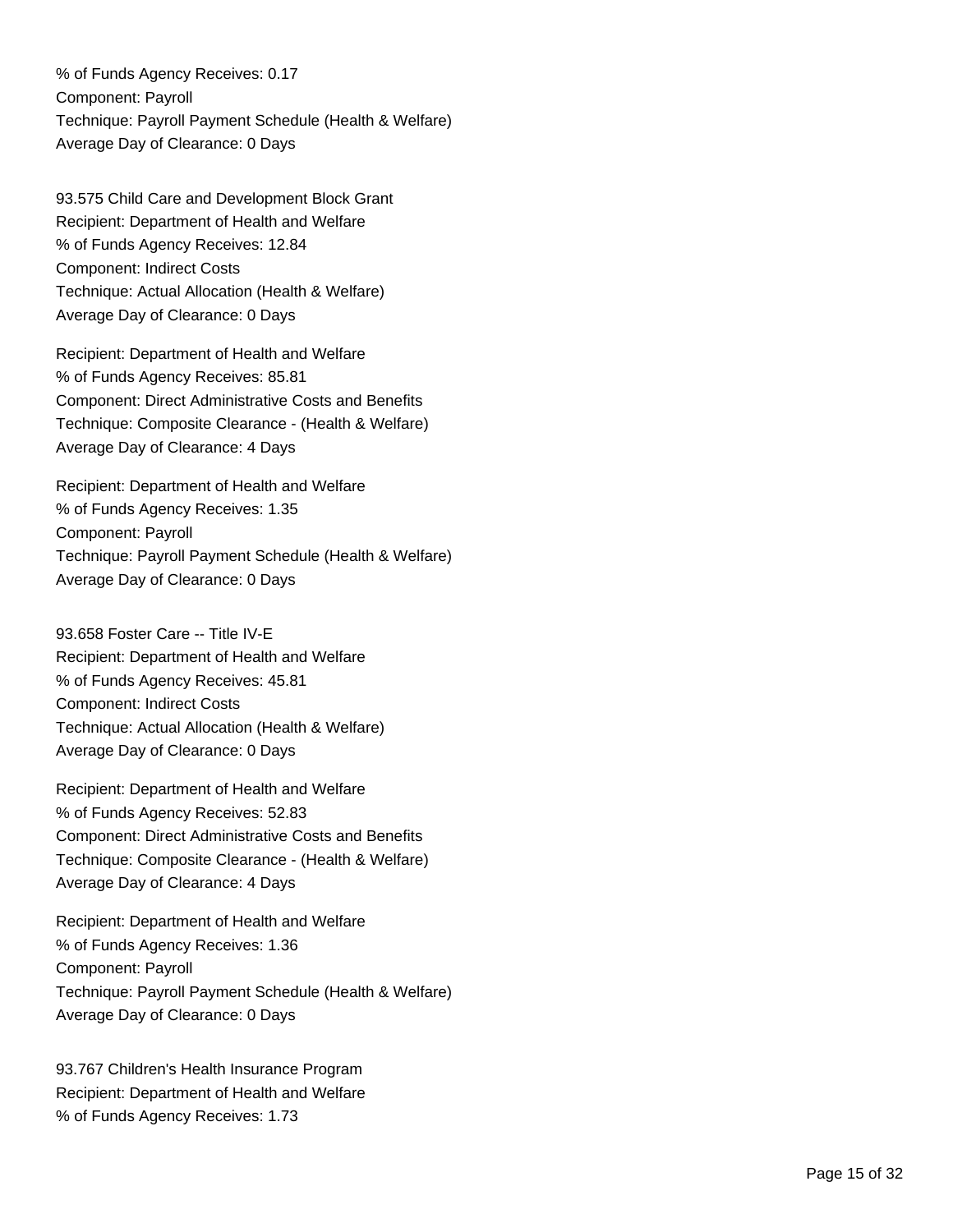% of Funds Agency Receives: 0.17
Component: Payroll
Technique: Payroll Payment Schedule (Health & Welfare)
Average Day of Clearance: 0 Days

93.575 Child Care and Development Block Grant
Recipient: Department of Health and Welfare
% of Funds Agency Receives: 12.84
Component: Indirect Costs
Technique: Actual Allocation (Health & Welfare)
Average Day of Clearance: 0 Days

Recipient: Department of Health and Welfare
% of Funds Agency Receives: 85.81
Component: Direct Administrative Costs and Benefits
Technique: Composite Clearance - (Health & Welfare)
Average Day of Clearance: 4 Days

Recipient: Department of Health and Welfare
% of Funds Agency Receives: 1.35
Component: Payroll
Technique: Payroll Payment Schedule (Health & Welfare)
Average Day of Clearance: 0 Days

93.658 Foster Care -- Title IV-E
Recipient: Department of Health and Welfare
% of Funds Agency Receives: 45.81
Component: Indirect Costs
Technique: Actual Allocation (Health & Welfare)
Average Day of Clearance: 0 Days

Recipient: Department of Health and Welfare
% of Funds Agency Receives: 52.83
Component: Direct Administrative Costs and Benefits
Technique: Composite Clearance - (Health & Welfare)
Average Day of Clearance: 4 Days

Recipient: Department of Health and Welfare
% of Funds Agency Receives: 1.36
Component: Payroll
Technique: Payroll Payment Schedule (Health & Welfare)
Average Day of Clearance: 0 Days

93.767 Children's Health Insurance Program
Recipient: Department of Health and Welfare
% of Funds Agency Receives: 1.73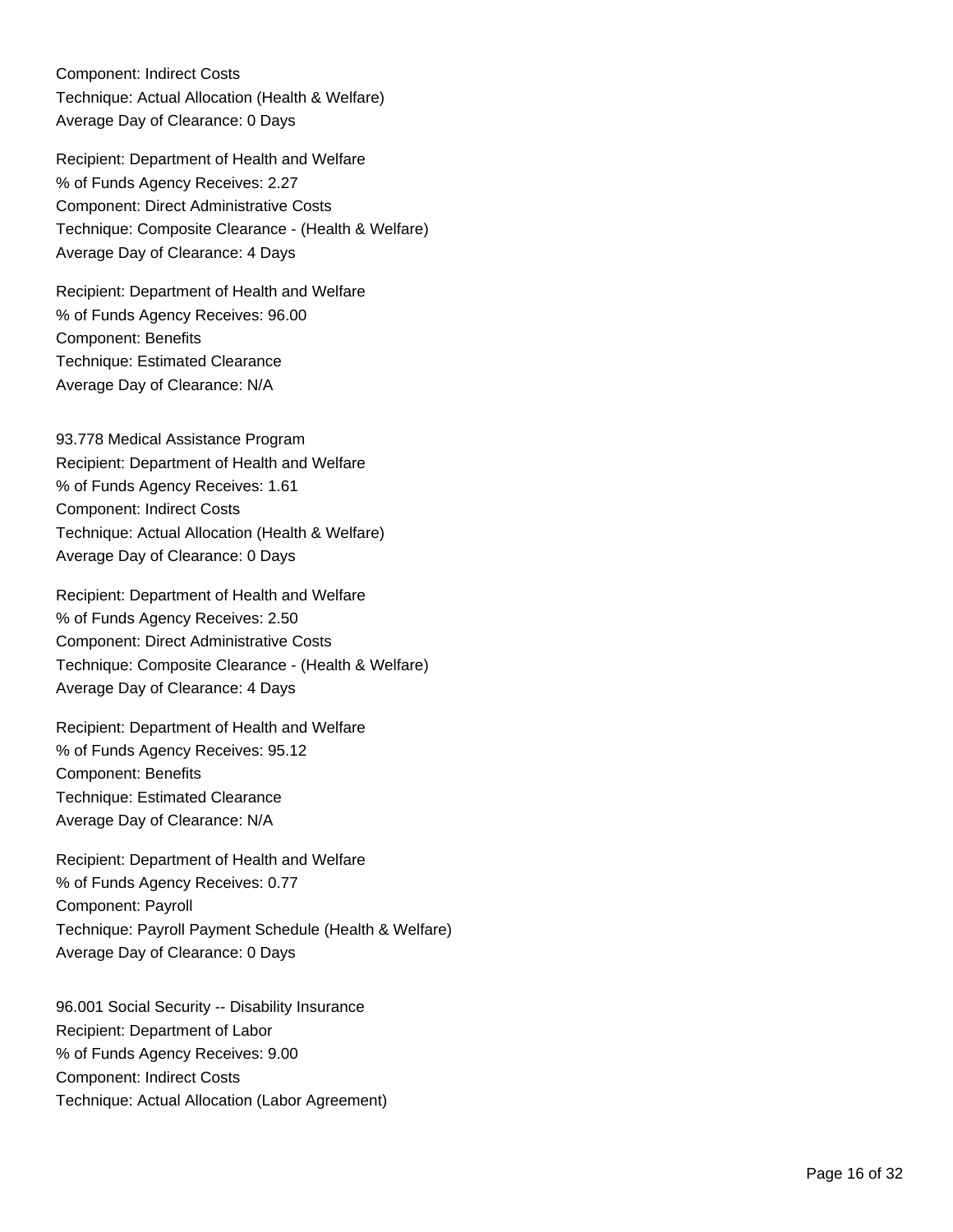Component: Indirect Costs
Technique: Actual Allocation (Health & Welfare)
Average Day of Clearance: 0 Days

Recipient: Department of Health and Welfare
% of Funds Agency Receives: 2.27
Component: Direct Administrative Costs
Technique: Composite Clearance - (Health & Welfare)
Average Day of Clearance: 4 Days

Recipient: Department of Health and Welfare
% of Funds Agency Receives: 96.00
Component: Benefits
Technique: Estimated Clearance
Average Day of Clearance: N/A

93.778 Medical Assistance Program
Recipient: Department of Health and Welfare
% of Funds Agency Receives: 1.61
Component: Indirect Costs
Technique: Actual Allocation (Health & Welfare)
Average Day of Clearance: 0 Days

Recipient: Department of Health and Welfare
% of Funds Agency Receives: 2.50
Component: Direct Administrative Costs
Technique: Composite Clearance - (Health & Welfare)
Average Day of Clearance: 4 Days

Recipient: Department of Health and Welfare
% of Funds Agency Receives: 95.12
Component: Benefits
Technique: Estimated Clearance
Average Day of Clearance: N/A

Recipient: Department of Health and Welfare
% of Funds Agency Receives: 0.77
Component: Payroll
Technique: Payroll Payment Schedule (Health & Welfare)
Average Day of Clearance: 0 Days

96.001 Social Security -- Disability Insurance
Recipient: Department of Labor
% of Funds Agency Receives: 9.00
Component: Indirect Costs
Technique: Actual Allocation (Labor Agreement)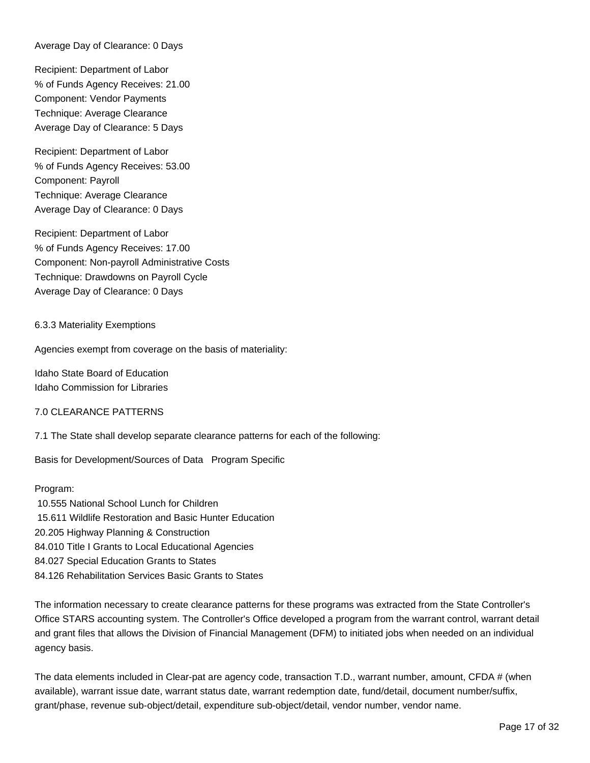Average Day of Clearance: 0 Days

Recipient: Department of Labor
% of Funds Agency Receives: 21.00
Component: Vendor Payments
Technique: Average Clearance
Average Day of Clearance: 5 Days

Recipient: Department of Labor
% of Funds Agency Receives: 53.00
Component: Payroll
Technique: Average Clearance
Average Day of Clearance: 0 Days

Recipient: Department of Labor
% of Funds Agency Receives: 17.00
Component: Non-payroll Administrative Costs
Technique: Drawdowns on Payroll Cycle
Average Day of Clearance: 0 Days

### 6.3.3 Materiality Exemptions

Agencies exempt from coverage on the basis of materiality:

Idaho State Board of Education
Idaho Commission for Libraries

## 7.0 CLEARANCE PATTERNS

7.1 The State shall develop separate clearance patterns for each of the following:

Basis for Development/Sources of Data   Program Specific

Program:
10.555 National School Lunch for Children
15.611 Wildlife Restoration and Basic Hunter Education
20.205 Highway Planning & Construction
84.010 Title I Grants to Local Educational Agencies
84.027 Special Education Grants to States
84.126 Rehabilitation Services Basic Grants to States

The information necessary to create clearance patterns for these programs was extracted from the State Controller's Office STARS accounting system. The Controller's Office developed a program from the warrant control, warrant detail and grant files that allows the Division of Financial Management (DFM) to initiated jobs when needed on an individual agency basis.

The data elements included in Clear-pat are agency code, transaction T.D., warrant number, amount, CFDA # (when available), warrant issue date, warrant status date, warrant redemption date, fund/detail, document number/suffix, grant/phase, revenue sub-object/detail, expenditure sub-object/detail, vendor number, vendor name.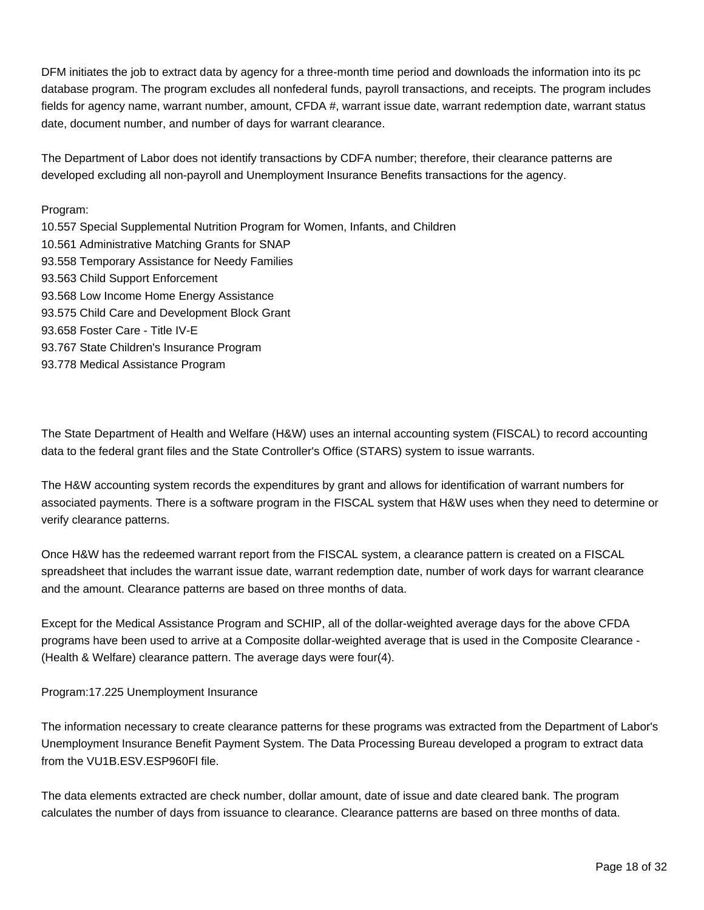DFM initiates the job to extract data by agency for a three-month time period and downloads the information into its pc database program. The program excludes all nonfederal funds, payroll transactions, and receipts. The program includes fields for agency name, warrant number, amount, CFDA #, warrant issue date, warrant redemption date, warrant status date, document number, and number of days for warrant clearance.

The Department of Labor does not identify transactions by CDFA number; therefore, their clearance patterns are developed excluding all non-payroll and Unemployment Insurance Benefits transactions for the agency.

Program:
10.557 Special Supplemental Nutrition Program for Women, Infants, and Children
10.561 Administrative Matching Grants for SNAP
93.558 Temporary Assistance for Needy Families
93.563 Child Support Enforcement
93.568 Low Income Home Energy Assistance
93.575 Child Care and Development Block Grant
93.658 Foster Care - Title IV-E
93.767 State Children's Insurance Program
93.778 Medical Assistance Program

The State Department of Health and Welfare (H&W) uses an internal accounting system (FISCAL) to record accounting data to the federal grant files and the State Controller's Office (STARS) system to issue warrants.

The H&W accounting system records the expenditures by grant and allows for identification of warrant numbers for associated payments. There is a software program in the FISCAL system that H&W uses when they need to determine or verify clearance patterns.

Once H&W has the redeemed warrant report from the FISCAL system, a clearance pattern is created on a FISCAL spreadsheet that includes the warrant issue date, warrant redemption date, number of work days for warrant clearance and the amount. Clearance patterns are based on three months of data.

Except for the Medical Assistance Program and SCHIP, all of the dollar-weighted average days for the above CFDA programs have been used to arrive at a Composite dollar-weighted average that is used in the Composite Clearance - (Health & Welfare) clearance pattern. The average days were four(4).

Program:17.225 Unemployment Insurance

The information necessary to create clearance patterns for these programs was extracted from the Department of Labor's Unemployment Insurance Benefit Payment System. The Data Processing Bureau developed a program to extract data from the VU1B.ESV.ESP960Fl file.

The data elements extracted are check number, dollar amount, date of issue and date cleared bank. The program calculates the number of days from issuance to clearance. Clearance patterns are based on three months of data.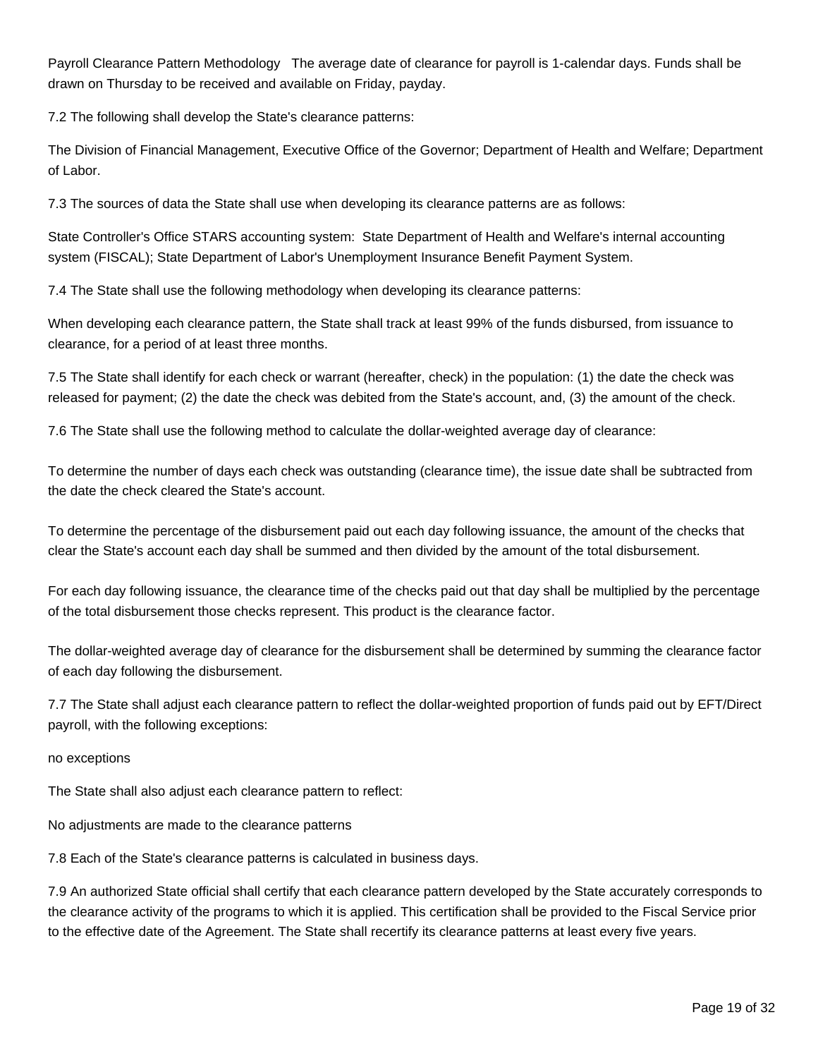Payroll Clearance Pattern Methodology   The average date of clearance for payroll is 1-calendar days. Funds shall be drawn on Thursday to be received and available on Friday, payday.

7.2 The following shall develop the State's clearance patterns:

The Division of Financial Management, Executive Office of the Governor; Department of Health and Welfare; Department of Labor.

7.3 The sources of data the State shall use when developing its clearance patterns are as follows:

State Controller's Office STARS accounting system:  State Department of Health and Welfare's internal accounting system (FISCAL); State Department of Labor's Unemployment Insurance Benefit Payment System.

7.4 The State shall use the following methodology when developing its clearance patterns:

When developing each clearance pattern, the State shall track at least 99% of the funds disbursed, from issuance to clearance, for a period of at least three months.

7.5 The State shall identify for each check or warrant (hereafter, check) in the population: (1) the date the check was released for payment; (2) the date the check was debited from the State's account, and, (3) the amount of the check.

7.6 The State shall use the following method to calculate the dollar-weighted average day of clearance:

To determine the number of days each check was outstanding (clearance time), the issue date shall be subtracted from the date the check cleared the State's account.

To determine the percentage of the disbursement paid out each day following issuance, the amount of the checks that clear the State's account each day shall be summed and then divided by the amount of the total disbursement.

For each day following issuance, the clearance time of the checks paid out that day shall be multiplied by the percentage of the total disbursement those checks represent. This product is the clearance factor.

The dollar-weighted average day of clearance for the disbursement shall be determined by summing the clearance factor of each day following the disbursement.

7.7 The State shall adjust each clearance pattern to reflect the dollar-weighted proportion of funds paid out by EFT/Direct payroll, with the following exceptions:

no exceptions

The State shall also adjust each clearance pattern to reflect:

No adjustments are made to the clearance patterns

7.8 Each of the State's clearance patterns is calculated in business days.

7.9 An authorized State official shall certify that each clearance pattern developed by the State accurately corresponds to the clearance activity of the programs to which it is applied. This certification shall be provided to the Fiscal Service prior to the effective date of the Agreement. The State shall recertify its clearance patterns at least every five years.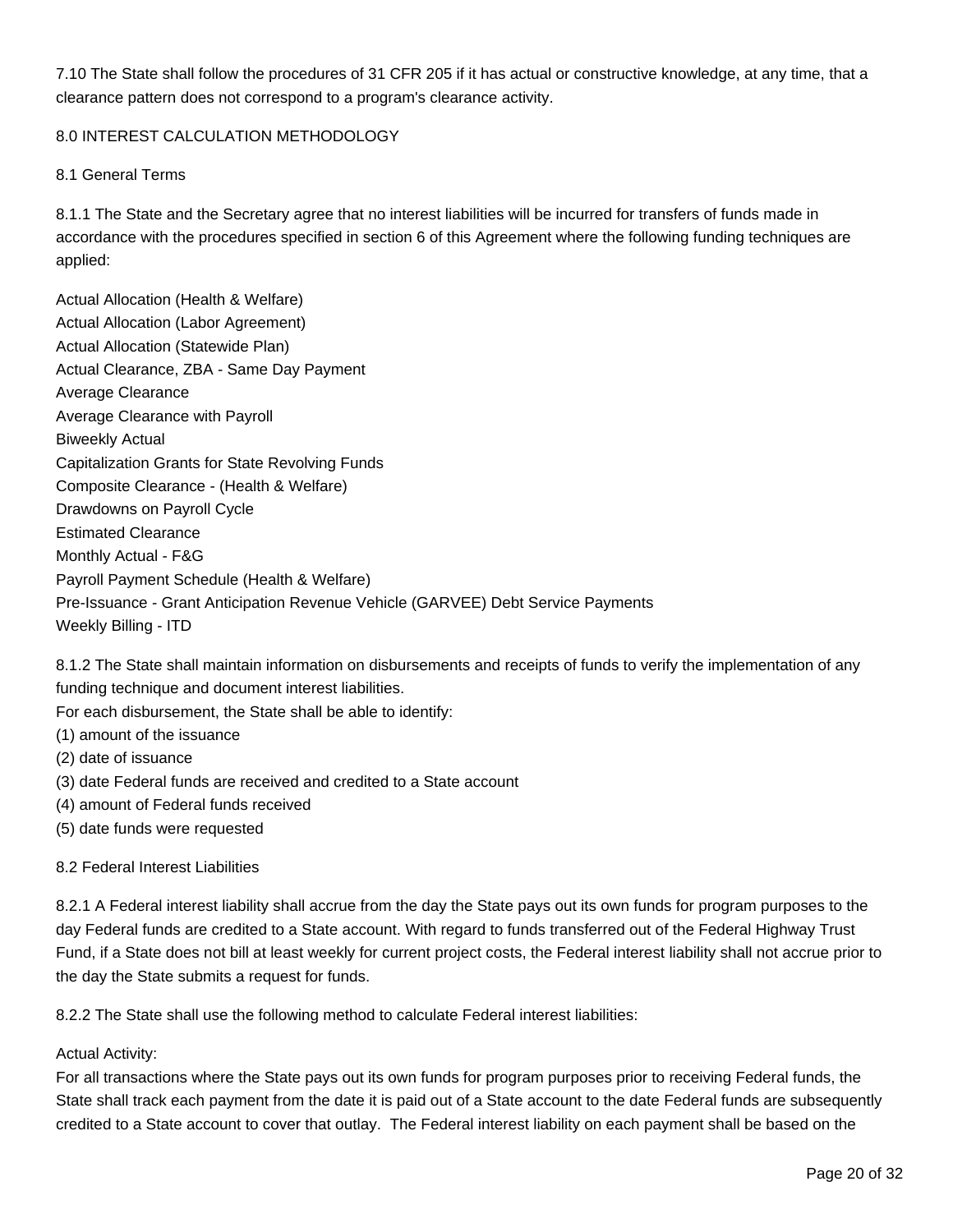7.10 The State shall follow the procedures of 31 CFR 205 if it has actual or constructive knowledge, at any time, that a clearance pattern does not correspond to a program's clearance activity.

## 8.0 INTEREST CALCULATION METHODOLOGY

### 8.1 General Terms

8.1.1 The State and the Secretary agree that no interest liabilities will be incurred for transfers of funds made in accordance with the procedures specified in section 6 of this Agreement where the following funding techniques are applied:

Actual Allocation (Health & Welfare)
Actual Allocation (Labor Agreement)
Actual Allocation (Statewide Plan)
Actual Clearance, ZBA - Same Day Payment
Average Clearance
Average Clearance with Payroll
Biweekly Actual
Capitalization Grants for State Revolving Funds
Composite Clearance - (Health & Welfare)
Drawdowns on Payroll Cycle
Estimated Clearance
Monthly Actual - F&G
Payroll Payment Schedule (Health & Welfare)
Pre-Issuance - Grant Anticipation Revenue Vehicle (GARVEE) Debt Service Payments
Weekly Billing - ITD

8.1.2 The State shall maintain information on disbursements and receipts of funds to verify the implementation of any funding technique and document interest liabilities.
For each disbursement, the State shall be able to identify:
(1) amount of the issuance
(2) date of issuance
(3) date Federal funds are received and credited to a State account
(4) amount of Federal funds received
(5) date funds were requested

### 8.2 Federal Interest Liabilities

8.2.1 A Federal interest liability shall accrue from the day the State pays out its own funds for program purposes to the day Federal funds are credited to a State account. With regard to funds transferred out of the Federal Highway Trust Fund, if a State does not bill at least weekly for current project costs, the Federal interest liability shall not accrue prior to the day the State submits a request for funds.

8.2.2 The State shall use the following method to calculate Federal interest liabilities:

Actual Activity:
For all transactions where the State pays out its own funds for program purposes prior to receiving Federal funds, the State shall track each payment from the date it is paid out of a State account to the date Federal funds are subsequently credited to a State account to cover that outlay. The Federal interest liability on each payment shall be based on the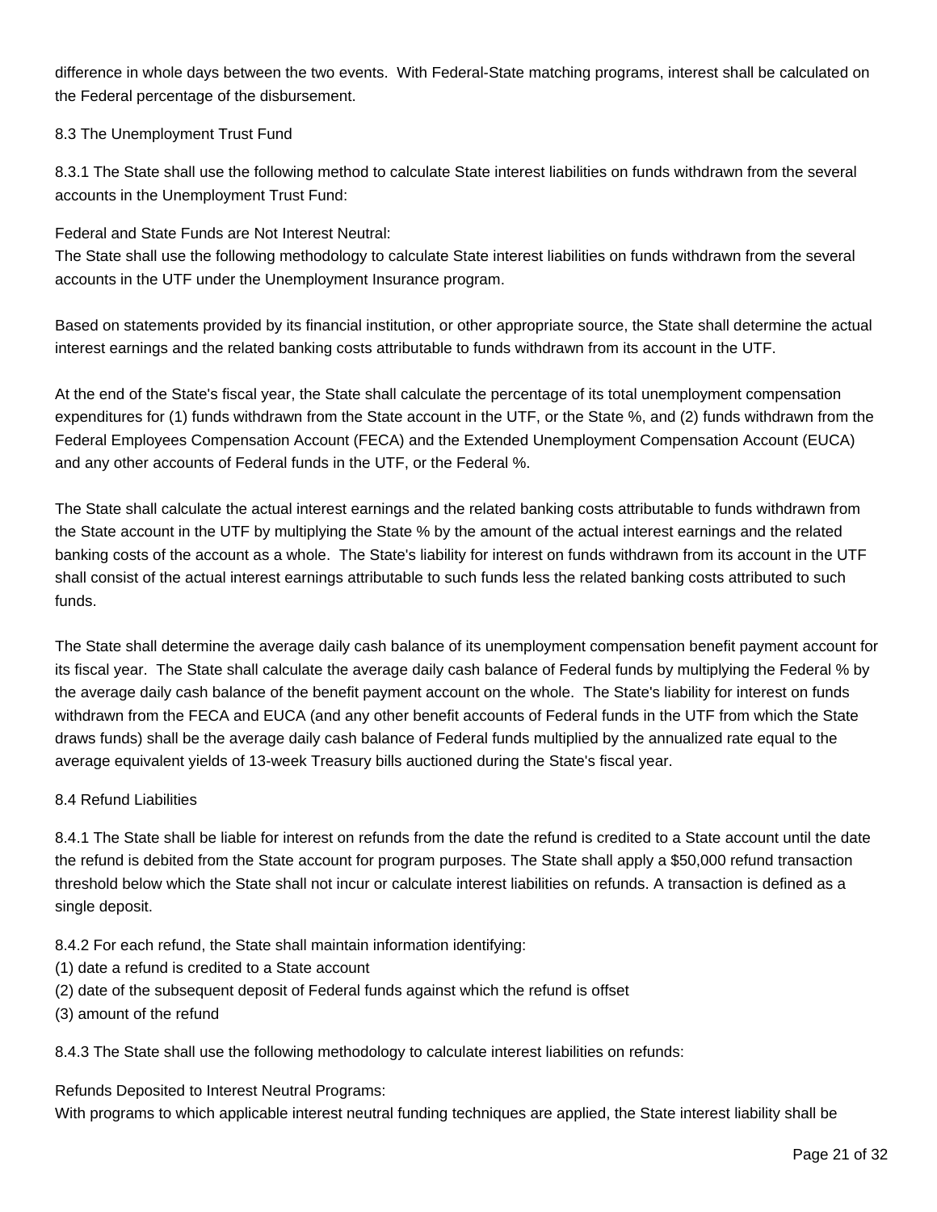difference in whole days between the two events. With Federal-State matching programs, interest shall be calculated on the Federal percentage of the disbursement.

8.3 The Unemployment Trust Fund

8.3.1 The State shall use the following method to calculate State interest liabilities on funds withdrawn from the several accounts in the Unemployment Trust Fund:

Federal and State Funds are Not Interest Neutral:
The State shall use the following methodology to calculate State interest liabilities on funds withdrawn from the several accounts in the UTF under the Unemployment Insurance program.

Based on statements provided by its financial institution, or other appropriate source, the State shall determine the actual interest earnings and the related banking costs attributable to funds withdrawn from its account in the UTF.

At the end of the State's fiscal year, the State shall calculate the percentage of its total unemployment compensation expenditures for (1) funds withdrawn from the State account in the UTF, or the State %, and (2) funds withdrawn from the Federal Employees Compensation Account (FECA) and the Extended Unemployment Compensation Account (EUCA) and any other accounts of Federal funds in the UTF, or the Federal %.

The State shall calculate the actual interest earnings and the related banking costs attributable to funds withdrawn from the State account in the UTF by multiplying the State % by the amount of the actual interest earnings and the related banking costs of the account as a whole. The State's liability for interest on funds withdrawn from its account in the UTF shall consist of the actual interest earnings attributable to such funds less the related banking costs attributed to such funds.

The State shall determine the average daily cash balance of its unemployment compensation benefit payment account for its fiscal year. The State shall calculate the average daily cash balance of Federal funds by multiplying the Federal % by the average daily cash balance of the benefit payment account on the whole. The State's liability for interest on funds withdrawn from the FECA and EUCA (and any other benefit accounts of Federal funds in the UTF from which the State draws funds) shall be the average daily cash balance of Federal funds multiplied by the annualized rate equal to the average equivalent yields of 13-week Treasury bills auctioned during the State's fiscal year.

8.4 Refund Liabilities

8.4.1 The State shall be liable for interest on refunds from the date the refund is credited to a State account until the date the refund is debited from the State account for program purposes. The State shall apply a $50,000 refund transaction threshold below which the State shall not incur or calculate interest liabilities on refunds. A transaction is defined as a single deposit.

8.4.2 For each refund, the State shall maintain information identifying:
(1) date a refund is credited to a State account
(2) date of the subsequent deposit of Federal funds against which the refund is offset
(3) amount of the refund

8.4.3 The State shall use the following methodology to calculate interest liabilities on refunds:

Refunds Deposited to Interest Neutral Programs:
With programs to which applicable interest neutral funding techniques are applied, the State interest liability shall be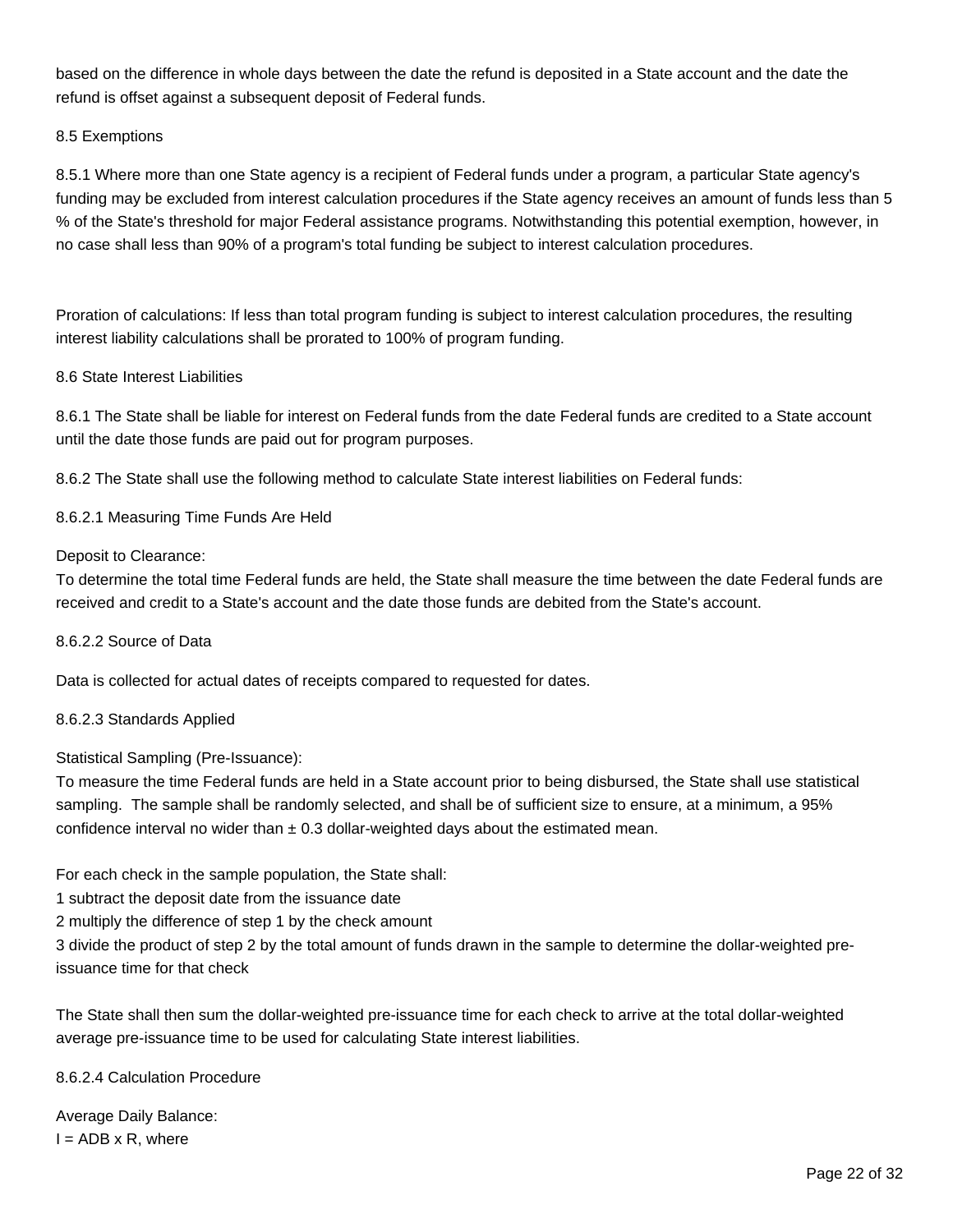based on the difference in whole days between the date the refund is deposited in a State account and the date the refund is offset against a subsequent deposit of Federal funds.

8.5 Exemptions

8.5.1 Where more than one State agency is a recipient of Federal funds under a program, a particular State agency's funding may be excluded from interest calculation procedures if the State agency receives an amount of funds less than 5 % of the State's threshold for major Federal assistance programs. Notwithstanding this potential exemption, however, in no case shall less than 90% of a program's total funding be subject to interest calculation procedures.

Proration of calculations: If less than total program funding is subject to interest calculation procedures, the resulting interest liability calculations shall be prorated to 100% of program funding.

8.6 State Interest Liabilities

8.6.1 The State shall be liable for interest on Federal funds from the date Federal funds are credited to a State account until the date those funds are paid out for program purposes.

8.6.2 The State shall use the following method to calculate State interest liabilities on Federal funds:

8.6.2.1 Measuring Time Funds Are Held

Deposit to Clearance:
To determine the total time Federal funds are held, the State shall measure the time between the date Federal funds are received and credit to a State's account and the date those funds are debited from the State's account.

8.6.2.2 Source of Data

Data is collected for actual dates of receipts compared to requested for dates.

8.6.2.3 Standards Applied

Statistical Sampling (Pre-Issuance):
To measure the time Federal funds are held in a State account prior to being disbursed, the State shall use statistical sampling. The sample shall be randomly selected, and shall be of sufficient size to ensure, at a minimum, a 95% confidence interval no wider than ± 0.3 dollar-weighted days about the estimated mean.

For each check in the sample population, the State shall:
1 subtract the deposit date from the issuance date
2 multiply the difference of step 1 by the check amount
3 divide the product of step 2 by the total amount of funds drawn in the sample to determine the dollar-weighted pre-issuance time for that check

The State shall then sum the dollar-weighted pre-issuance time for each check to arrive at the total dollar-weighted average pre-issuance time to be used for calculating State interest liabilities.

8.6.2.4 Calculation Procedure

Average Daily Balance:
$I = ADB \times R$, where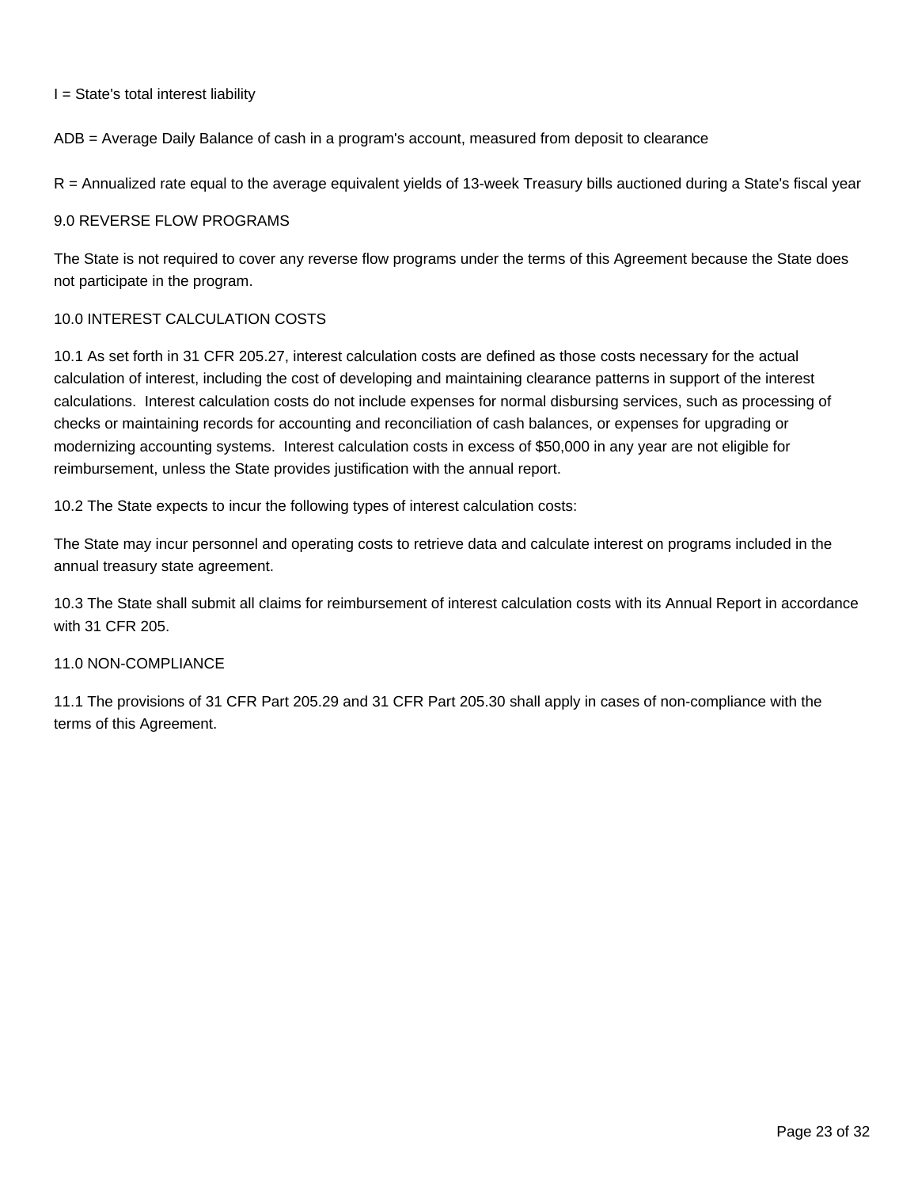I = State's total interest liability

ADB = Average Daily Balance of cash in a program's account, measured from deposit to clearance

R = Annualized rate equal to the average equivalent yields of 13-week Treasury bills auctioned during a State's fiscal year

## 9.0 REVERSE FLOW PROGRAMS

The State is not required to cover any reverse flow programs under the terms of this Agreement because the State does not participate in the program.

## 10.0 INTEREST CALCULATION COSTS

10.1 As set forth in 31 CFR 205.27, interest calculation costs are defined as those costs necessary for the actual calculation of interest, including the cost of developing and maintaining clearance patterns in support of the interest calculations. Interest calculation costs do not include expenses for normal disbursing services, such as processing of checks or maintaining records for accounting and reconciliation of cash balances, or expenses for upgrading or modernizing accounting systems. Interest calculation costs in excess of $50,000 in any year are not eligible for reimbursement, unless the State provides justification with the annual report.

10.2 The State expects to incur the following types of interest calculation costs:

The State may incur personnel and operating costs to retrieve data and calculate interest on programs included in the annual treasury state agreement.

10.3 The State shall submit all claims for reimbursement of interest calculation costs with its Annual Report in accordance with 31 CFR 205.

## 11.0 NON-COMPLIANCE

11.1 The provisions of 31 CFR Part 205.29 and 31 CFR Part 205.30 shall apply in cases of non-compliance with the terms of this Agreement.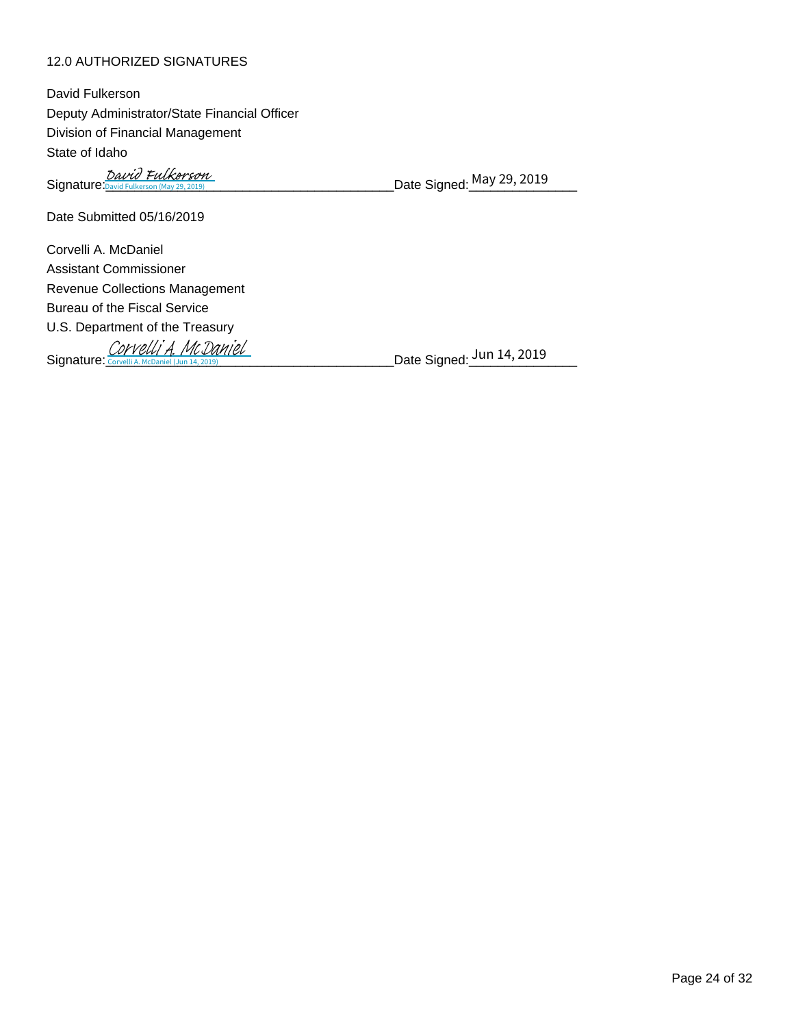## 12.0 AUTHORIZED SIGNATURES

David Fulkerson
Deputy Administrator/State Financial Officer
Division of Financial Management
State of Idaho

Signature: David Fulkerson (David Fulkerson (May 29, 2019)) Date Signed: May 29, 2019

Date Submitted 05/16/2019

Corvelli A. McDaniel
Assistant Commissioner
Revenue Collections Management
Bureau of the Fiscal Service
U.S. Department of the Treasury

Signature: Corvelli A. McDaniel (Corvelli A. McDaniel (Jun 14, 2019)) Date Signed: Jun 14, 2019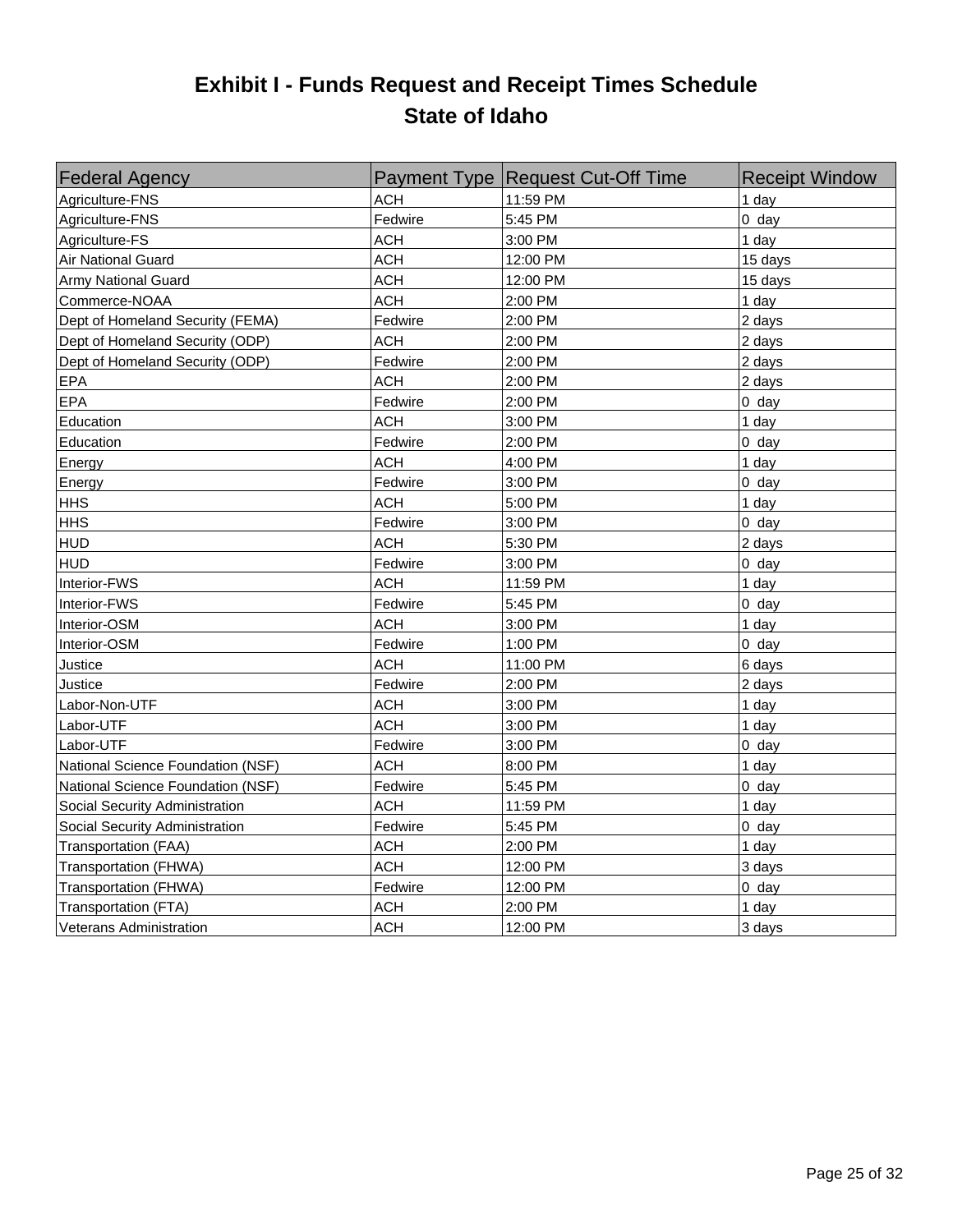# Exhibit I - Funds Request and Receipt Times Schedule
## State of Idaho

| Federal Agency | Payment Type | Request Cut-Off Time | Receipt Window |
|---|---|---|---|
| Agriculture-FNS | ACH | 11:59 PM | 1 day |
| Agriculture-FNS | Fedwire | 5:45 PM | 0  day |
| Agriculture-FS | ACH | 3:00 PM | 1 day |
| Air National Guard | ACH | 12:00 PM | 15 days |
| Army National Guard | ACH | 12:00 PM | 15 days |
| Commerce-NOAA | ACH | 2:00 PM | 1 day |
| Dept of Homeland Security (FEMA) | Fedwire | 2:00 PM | 2 days |
| Dept of Homeland Security (ODP) | ACH | 2:00 PM | 2 days |
| Dept of Homeland Security (ODP) | Fedwire | 2:00 PM | 2 days |
| EPA | ACH | 2:00 PM | 2 days |
| EPA | Fedwire | 2:00 PM | 0  day |
| Education | ACH | 3:00 PM | 1 day |
| Education | Fedwire | 2:00 PM | 0  day |
| Energy | ACH | 4:00 PM | 1 day |
| Energy | Fedwire | 3:00 PM | 0  day |
| HHS | ACH | 5:00 PM | 1 day |
| HHS | Fedwire | 3:00 PM | 0  day |
| HUD | ACH | 5:30 PM | 2 days |
| HUD | Fedwire | 3:00 PM | 0  day |
| Interior-FWS | ACH | 11:59 PM | 1 day |
| Interior-FWS | Fedwire | 5:45 PM | 0  day |
| Interior-OSM | ACH | 3:00 PM | 1 day |
| Interior-OSM | Fedwire | 1:00 PM | 0  day |
| Justice | ACH | 11:00 PM | 6 days |
| Justice | Fedwire | 2:00 PM | 2 days |
| Labor-Non-UTF | ACH | 3:00 PM | 1 day |
| Labor-UTF | ACH | 3:00 PM | 1 day |
| Labor-UTF | Fedwire | 3:00 PM | 0  day |
| National Science Foundation (NSF) | ACH | 8:00 PM | 1 day |
| National Science Foundation (NSF) | Fedwire | 5:45 PM | 0  day |
| Social Security Administration | ACH | 11:59 PM | 1 day |
| Social Security Administration | Fedwire | 5:45 PM | 0  day |
| Transportation (FAA) | ACH | 2:00 PM | 1 day |
| Transportation (FHWA) | ACH | 12:00 PM | 3 days |
| Transportation (FHWA) | Fedwire | 12:00 PM | 0  day |
| Transportation (FTA) | ACH | 2:00 PM | 1 day |
| Veterans Administration | ACH | 12:00 PM | 3 days |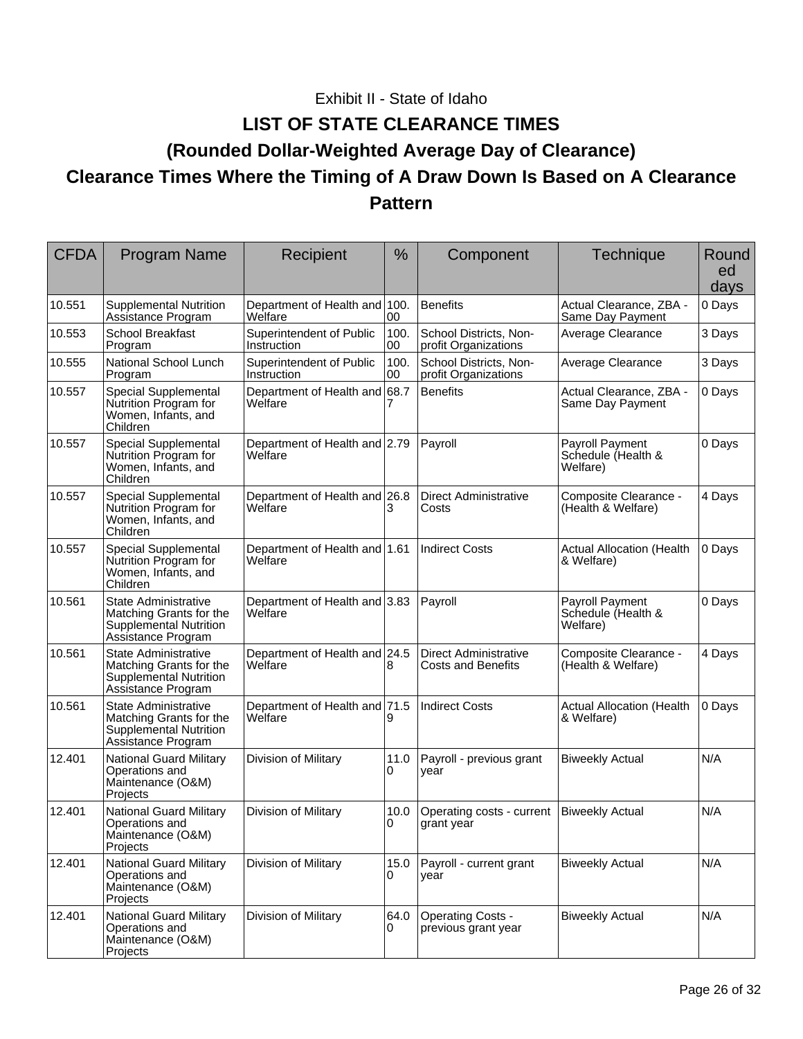Exhibit II - State of Idaho

# LIST OF STATE CLEARANCE TIMES

## (Rounded Dollar-Weighted Average Day of Clearance)

## Clearance Times Where the Timing of A Draw Down Is Based on A Clearance Pattern

| CFDA | Program Name | Recipient | % | Component | Technique | Rounded days |
|---|---|---|---|---|---|---|
| 10.551 | Supplemental Nutrition Assistance Program | Department of Health and Welfare | 100.00 | Benefits | Actual Clearance, ZBA - Same Day Payment | 0 Days |
| 10.553 | School Breakfast Program | Superintendent of Public Instruction | 100.00 | School Districts, Non-profit Organizations | Average Clearance | 3 Days |
| 10.555 | National School Lunch Program | Superintendent of Public Instruction | 100.00 | School Districts, Non-profit Organizations | Average Clearance | 3 Days |
| 10.557 | Special Supplemental Nutrition Program for Women, Infants, and Children | Department of Health and Welfare | 68.77 | Benefits | Actual Clearance, ZBA - Same Day Payment | 0 Days |
| 10.557 | Special Supplemental Nutrition Program for Women, Infants, and Children | Department of Health and Welfare | 2.79 | Payroll | Payroll Payment Schedule (Health & Welfare) | 0 Days |
| 10.557 | Special Supplemental Nutrition Program for Women, Infants, and Children | Department of Health and Welfare | 26.83 | Direct Administrative Costs | Composite Clearance - (Health & Welfare) | 4 Days |
| 10.557 | Special Supplemental Nutrition Program for Women, Infants, and Children | Department of Health and Welfare | 1.61 | Indirect Costs | Actual Allocation (Health & Welfare) | 0 Days |
| 10.561 | State Administrative Matching Grants for the Supplemental Nutrition Assistance Program | Department of Health and Welfare | 3.83 | Payroll | Payroll Payment Schedule (Health & Welfare) | 0 Days |
| 10.561 | State Administrative Matching Grants for the Supplemental Nutrition Assistance Program | Department of Health and Welfare | 24.58 | Direct Administrative Costs and Benefits | Composite Clearance - (Health & Welfare) | 4 Days |
| 10.561 | State Administrative Matching Grants for the Supplemental Nutrition Assistance Program | Department of Health and Welfare | 71.59 | Indirect Costs | Actual Allocation (Health & Welfare) | 0 Days |
| 12.401 | National Guard Military Operations and Maintenance (O&M) Projects | Division of Military | 11.00 | Payroll - previous grant year | Biweekly Actual | N/A |
| 12.401 | National Guard Military Operations and Maintenance (O&M) Projects | Division of Military | 10.00 | Operating costs - current grant year | Biweekly Actual | N/A |
| 12.401 | National Guard Military Operations and Maintenance (O&M) Projects | Division of Military | 15.00 | Payroll - current grant year | Biweekly Actual | N/A |
| 12.401 | National Guard Military Operations and Maintenance (O&M) Projects | Division of Military | 64.00 | Operating Costs - previous grant year | Biweekly Actual | N/A |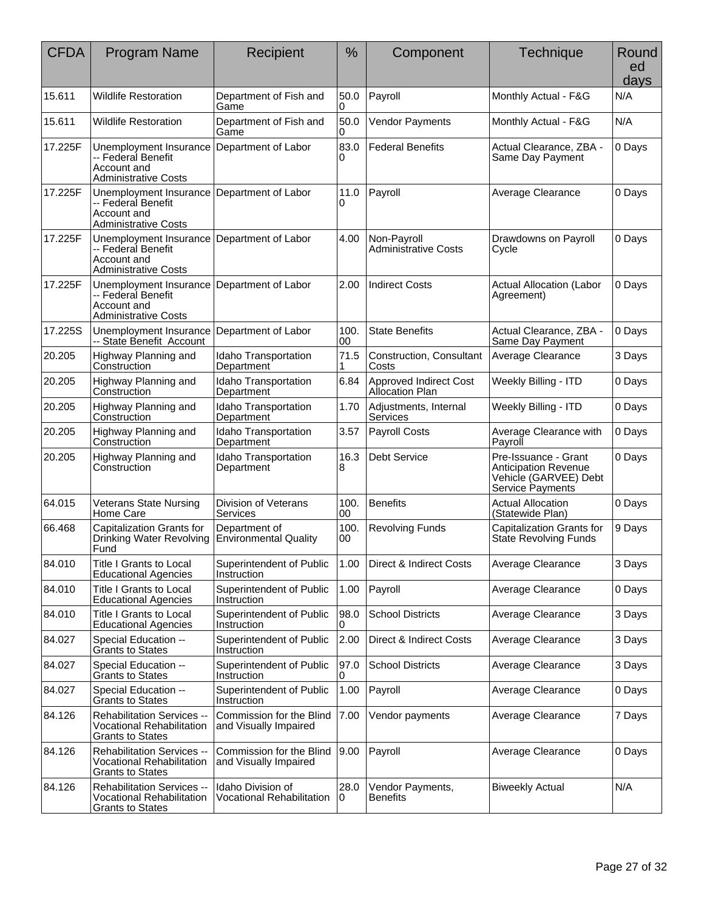| CFDA | Program Name | Recipient | % | Component | Technique | Rounded days |
|---|---|---|---|---|---|---|
| 15.611 | Wildlife Restoration | Department of Fish and Game | 50.00 | Payroll | Monthly Actual - F&G | N/A |
| 15.611 | Wildlife Restoration | Department of Fish and Game | 50.00 | Vendor Payments | Monthly Actual - F&G | N/A |
| 17.225F | Unemployment Insurance -- Federal Benefit Account and Administrative Costs | Department of Labor | 83.00 | Federal Benefits | Actual Clearance, ZBA - Same Day Payment | 0 Days |
| 17.225F | Unemployment Insurance -- Federal Benefit Account and Administrative Costs | Department of Labor | 11.00 | Payroll | Average Clearance | 0 Days |
| 17.225F | Unemployment Insurance -- Federal Benefit Account and Administrative Costs | Department of Labor | 4.00 | Non-Payroll Administrative Costs | Drawdowns on Payroll Cycle | 0 Days |
| 17.225F | Unemployment Insurance -- Federal Benefit Account and Administrative Costs | Department of Labor | 2.00 | Indirect Costs | Actual Allocation (Labor Agreement) | 0 Days |
| 17.225S | Unemployment Insurance -- State Benefit Account | Department of Labor | 100.00 | State Benefits | Actual Clearance, ZBA - Same Day Payment | 0 Days |
| 20.205 | Highway Planning and Construction | Idaho Transportation Department | 71.51 | Construction, Consultant Costs | Average Clearance | 3 Days |
| 20.205 | Highway Planning and Construction | Idaho Transportation Department | 6.84 | Approved Indirect Cost Allocation Plan | Weekly Billing - ITD | 0 Days |
| 20.205 | Highway Planning and Construction | Idaho Transportation Department | 1.70 | Adjustments, Internal Services | Weekly Billing - ITD | 0 Days |
| 20.205 | Highway Planning and Construction | Idaho Transportation Department | 3.57 | Payroll Costs | Average Clearance with Payroll | 0 Days |
| 20.205 | Highway Planning and Construction | Idaho Transportation Department | 16.38 | Debt Service | Pre-Issuance - Grant Anticipation Revenue Vehicle (GARVEE) Debt Service Payments | 0 Days |
| 64.015 | Veterans State Nursing Home Care | Division of Veterans Services | 100.00 | Benefits | Actual Allocation (Statewide Plan) | 0 Days |
| 66.468 | Capitalization Grants for Drinking Water Revolving Fund | Department of Environmental Quality | 100.00 | Revolving Funds | Capitalization Grants for State Revolving Funds | 9 Days |
| 84.010 | Title I Grants to Local Educational Agencies | Superintendent of Public Instruction | 1.00 | Direct & Indirect Costs | Average Clearance | 3 Days |
| 84.010 | Title I Grants to Local Educational Agencies | Superintendent of Public Instruction | 1.00 | Payroll | Average Clearance | 0 Days |
| 84.010 | Title I Grants to Local Educational Agencies | Superintendent of Public Instruction | 98.00 | School Districts | Average Clearance | 3 Days |
| 84.027 | Special Education -- Grants to States | Superintendent of Public Instruction | 2.00 | Direct & Indirect Costs | Average Clearance | 3 Days |
| 84.027 | Special Education -- Grants to States | Superintendent of Public Instruction | 97.00 | School Districts | Average Clearance | 3 Days |
| 84.027 | Special Education -- Grants to States | Superintendent of Public Instruction | 1.00 | Payroll | Average Clearance | 0 Days |
| 84.126 | Rehabilitation Services -- Vocational Rehabilitation Grants to States | Commission for the Blind and Visually Impaired | 7.00 | Vendor payments | Average Clearance | 7 Days |
| 84.126 | Rehabilitation Services -- Vocational Rehabilitation Grants to States | Commission for the Blind and Visually Impaired | 9.00 | Payroll | Average Clearance | 0 Days |
| 84.126 | Rehabilitation Services -- Vocational Rehabilitation Grants to States | Idaho Division of Vocational Rehabilitation | 28.00 | Vendor Payments, Benefits | Biweekly Actual | N/A |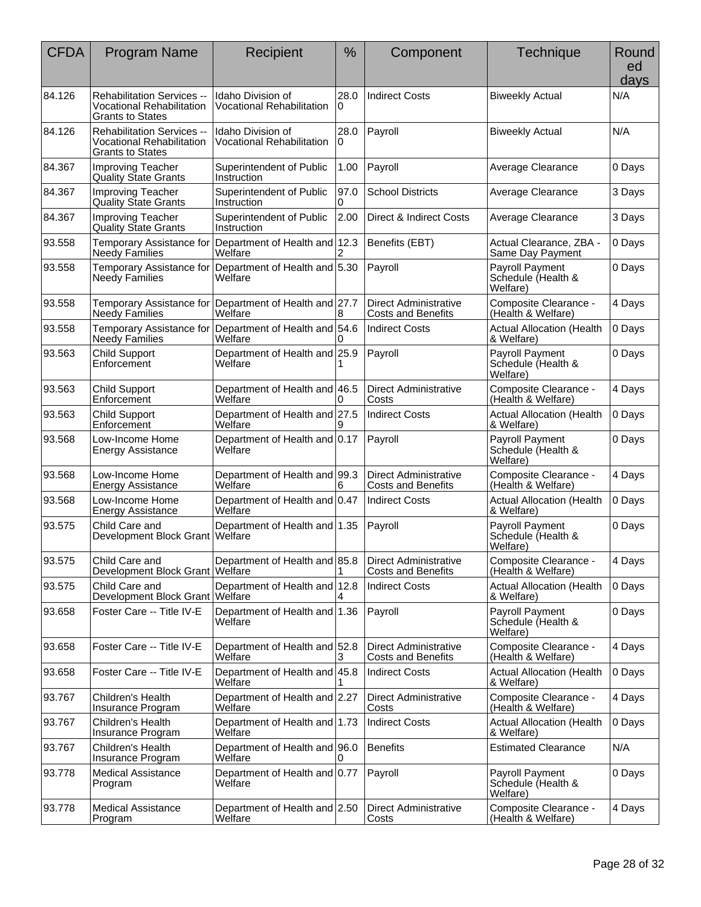| CFDA | Program Name | Recipient | % | Component | Technique | Rounded days |
|---|---|---|---|---|---|---|
| 84.126 | Rehabilitation Services -- Vocational Rehabilitation Grants to States | Idaho Division of Vocational Rehabilitation | 28.00 | Indirect Costs | Biweekly Actual | N/A |
| 84.126 | Rehabilitation Services -- Vocational Rehabilitation Grants to States | Idaho Division of Vocational Rehabilitation | 28.00 | Payroll | Biweekly Actual | N/A |
| 84.367 | Improving Teacher Quality State Grants | Superintendent of Public Instruction | 1.00 | Payroll | Average Clearance | 0 Days |
| 84.367 | Improving Teacher Quality State Grants | Superintendent of Public Instruction | 97.00 | School Districts | Average Clearance | 3 Days |
| 84.367 | Improving Teacher Quality State Grants | Superintendent of Public Instruction | 2.00 | Direct & Indirect Costs | Average Clearance | 3 Days |
| 93.558 | Temporary Assistance for Needy Families | Department of Health and Welfare | 12.32 | Benefits (EBT) | Actual Clearance, ZBA - Same Day Payment | 0 Days |
| 93.558 | Temporary Assistance for Needy Families | Department of Health and Welfare | 5.30 | Payroll | Payroll Payment Schedule (Health & Welfare) | 0 Days |
| 93.558 | Temporary Assistance for Needy Families | Department of Health and Welfare | 27.78 | Direct Administrative Costs and Benefits | Composite Clearance - (Health & Welfare) | 4 Days |
| 93.558 | Temporary Assistance for Needy Families | Department of Health and Welfare | 54.60 | Indirect Costs | Actual Allocation (Health & Welfare) | 0 Days |
| 93.563 | Child Support Enforcement | Department of Health and Welfare | 25.91 | Payroll | Payroll Payment Schedule (Health & Welfare) | 0 Days |
| 93.563 | Child Support Enforcement | Department of Health and Welfare | 46.50 | Direct Administrative Costs | Composite Clearance - (Health & Welfare) | 4 Days |
| 93.563 | Child Support Enforcement | Department of Health and Welfare | 27.59 | Indirect Costs | Actual Allocation (Health & Welfare) | 0 Days |
| 93.568 | Low-Income Home Energy Assistance | Department of Health and Welfare | 0.17 | Payroll | Payroll Payment Schedule (Health & Welfare) | 0 Days |
| 93.568 | Low-Income Home Energy Assistance | Department of Health and Welfare | 99.36 | Direct Administrative Costs and Benefits | Composite Clearance - (Health & Welfare) | 4 Days |
| 93.568 | Low-Income Home Energy Assistance | Department of Health and Welfare | 0.47 | Indirect Costs | Actual Allocation (Health & Welfare) | 0 Days |
| 93.575 | Child Care and Development Block Grant | Department of Health and Welfare | 1.35 | Payroll | Payroll Payment Schedule (Health & Welfare) | 0 Days |
| 93.575 | Child Care and Development Block Grant | Department of Health and Welfare | 85.81 | Direct Administrative Costs and Benefits | Composite Clearance - (Health & Welfare) | 4 Days |
| 93.575 | Child Care and Development Block Grant | Department of Health and Welfare | 12.84 | Indirect Costs | Actual Allocation (Health & Welfare) | 0 Days |
| 93.658 | Foster Care -- Title IV-E | Department of Health and Welfare | 1.36 | Payroll | Payroll Payment Schedule (Health & Welfare) | 0 Days |
| 93.658 | Foster Care -- Title IV-E | Department of Health and Welfare | 52.83 | Direct Administrative Costs and Benefits | Composite Clearance - (Health & Welfare) | 4 Days |
| 93.658 | Foster Care -- Title IV-E | Department of Health and Welfare | 45.81 | Indirect Costs | Actual Allocation (Health & Welfare) | 0 Days |
| 93.767 | Children's Health Insurance Program | Department of Health and Welfare | 2.27 | Direct Administrative Costs | Composite Clearance - (Health & Welfare) | 4 Days |
| 93.767 | Children's Health Insurance Program | Department of Health and Welfare | 1.73 | Indirect Costs | Actual Allocation (Health & Welfare) | 0 Days |
| 93.767 | Children's Health Insurance Program | Department of Health and Welfare | 96.00 | Benefits | Estimated Clearance | N/A |
| 93.778 | Medical Assistance Program | Department of Health and Welfare | 0.77 | Payroll | Payroll Payment Schedule (Health & Welfare) | 0 Days |
| 93.778 | Medical Assistance Program | Department of Health and Welfare | 2.50 | Direct Administrative Costs | Composite Clearance - (Health & Welfare) | 4 Days |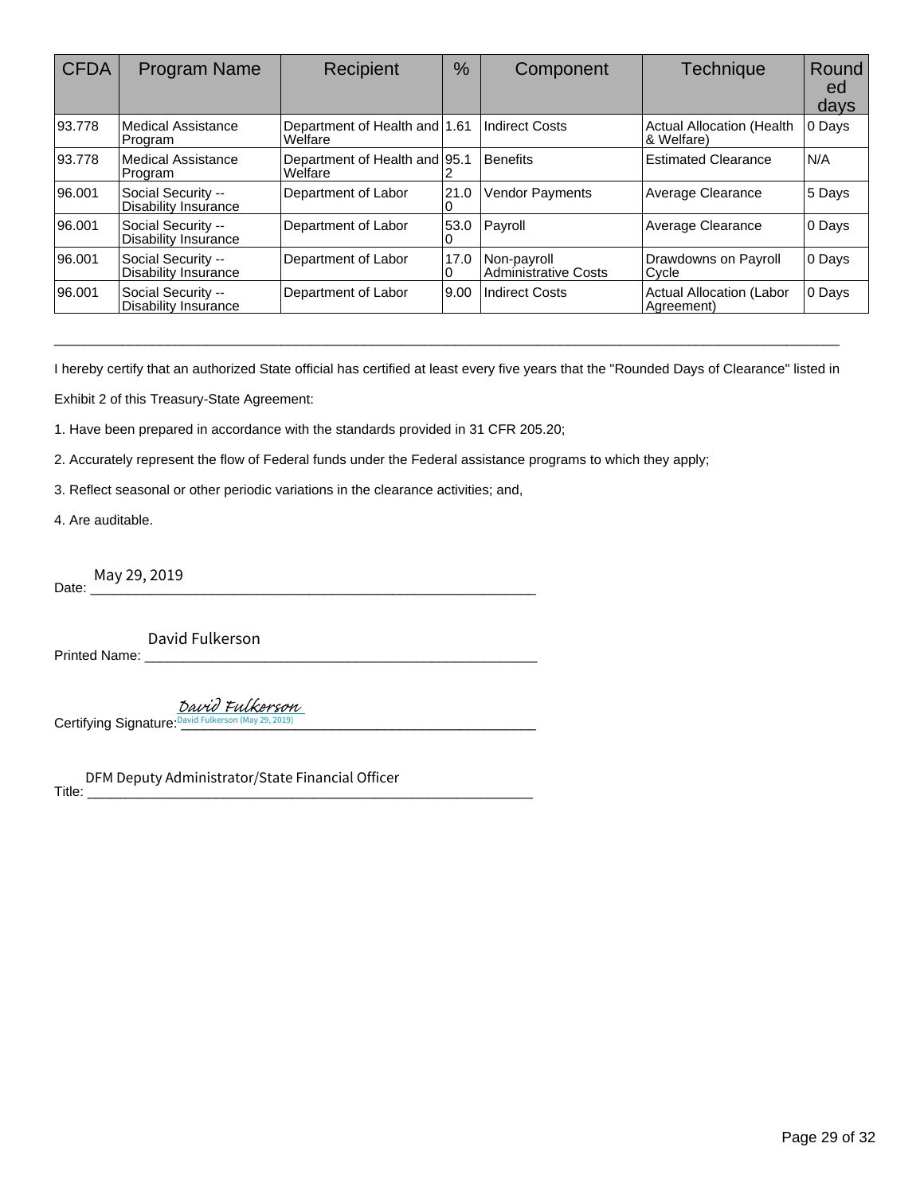| CFDA | Program Name | Recipient | % | Component | Technique | Rounded days |
|---|---|---|---|---|---|---|
| 93.778 | Medical Assistance Program | Department of Health and Welfare | 1.61 | Indirect Costs | Actual Allocation (Health & Welfare) | 0 Days |
| 93.778 | Medical Assistance Program | Department of Health and Welfare | 95.12 | Benefits | Estimated Clearance | N/A |
| 96.001 | Social Security -- Disability Insurance | Department of Labor | 21.00 | Vendor Payments | Average Clearance | 5 Days |
| 96.001 | Social Security -- Disability Insurance | Department of Labor | 53.00 | Payroll | Average Clearance | 0 Days |
| 96.001 | Social Security -- Disability Insurance | Department of Labor | 17.00 | Non-payroll Administrative Costs | Drawdowns on Payroll Cycle | 0 Days |
| 96.001 | Social Security -- Disability Insurance | Department of Labor | 9.00 | Indirect Costs | Actual Allocation (Labor Agreement) | 0 Days |

---

I hereby certify that an authorized State official has certified at least every five years that the "Rounded Days of Clearance" listed in Exhibit 2 of this Treasury-State Agreement:

1. Have been prepared in accordance with the standards provided in 31 CFR 205.20;
2. Accurately represent the flow of Federal funds under the Federal assistance programs to which they apply;
3. Reflect seasonal or other periodic variations in the clearance activities; and,
4. Are auditable.

Date: May 29, 2019

Printed Name: David Fulkerson

Certifying Signature: David Fulkerson
David Fulkerson (May 29, 2019)

Title: DFM Deputy Administrator/State Financial Officer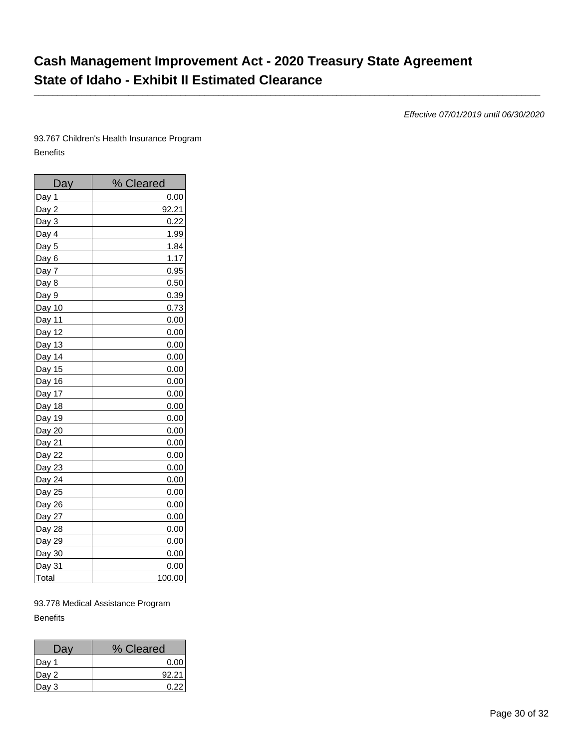# Cash Management Improvement Act - 2020 Treasury State Agreement
# State of Idaho - Exhibit II Estimated Clearance

*Effective 07/01/2019 until 06/30/2020*

93.767 Children's Health Insurance Program

Benefits

| Day | % Cleared |
|---|---|
| Day 1 | 0.00 |
| Day 2 | 92.21 |
| Day 3 | 0.22 |
| Day 4 | 1.99 |
| Day 5 | 1.84 |
| Day 6 | 1.17 |
| Day 7 | 0.95 |
| Day 8 | 0.50 |
| Day 9 | 0.39 |
| Day 10 | 0.73 |
| Day 11 | 0.00 |
| Day 12 | 0.00 |
| Day 13 | 0.00 |
| Day 14 | 0.00 |
| Day 15 | 0.00 |
| Day 16 | 0.00 |
| Day 17 | 0.00 |
| Day 18 | 0.00 |
| Day 19 | 0.00 |
| Day 20 | 0.00 |
| Day 21 | 0.00 |
| Day 22 | 0.00 |
| Day 23 | 0.00 |
| Day 24 | 0.00 |
| Day 25 | 0.00 |
| Day 26 | 0.00 |
| Day 27 | 0.00 |
| Day 28 | 0.00 |
| Day 29 | 0.00 |
| Day 30 | 0.00 |
| Day 31 | 0.00 |
| Total | 100.00 |

93.778 Medical Assistance Program

Benefits

| Day | % Cleared |
|---|---|
| Day 1 | 0.00 |
| Day 2 | 92.21 |
| Day 3 | 0.22 |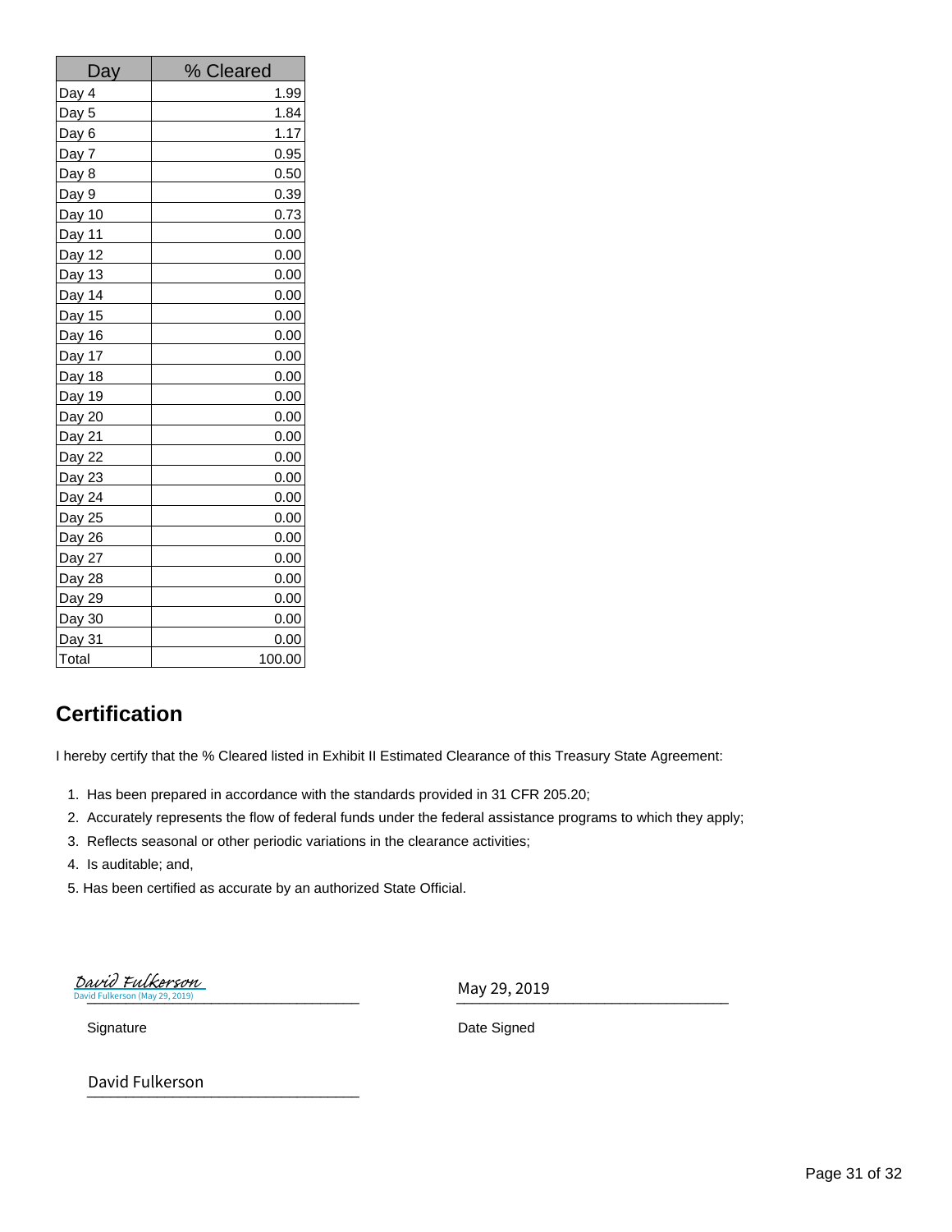| Day | % Cleared |
|---|---|
| Day 4 | 1.99 |
| Day 5 | 1.84 |
| Day 6 | 1.17 |
| Day 7 | 0.95 |
| Day 8 | 0.50 |
| Day 9 | 0.39 |
| Day 10 | 0.73 |
| Day 11 | 0.00 |
| Day 12 | 0.00 |
| Day 13 | 0.00 |
| Day 14 | 0.00 |
| Day 15 | 0.00 |
| Day 16 | 0.00 |
| Day 17 | 0.00 |
| Day 18 | 0.00 |
| Day 19 | 0.00 |
| Day 20 | 0.00 |
| Day 21 | 0.00 |
| Day 22 | 0.00 |
| Day 23 | 0.00 |
| Day 24 | 0.00 |
| Day 25 | 0.00 |
| Day 26 | 0.00 |
| Day 27 | 0.00 |
| Day 28 | 0.00 |
| Day 29 | 0.00 |
| Day 30 | 0.00 |
| Day 31 | 0.00 |
| Total | 100.00 |

## Certification

I hereby certify that the % Cleared listed in Exhibit II Estimated Clearance of this Treasury State Agreement:

1. Has been prepared in accordance with the standards provided in 31 CFR 205.20;
2. Accurately represents the flow of federal funds under the federal assistance programs to which they apply;
3. Reflects seasonal or other periodic variations in the clearance activities;
4. Is auditable; and,
5. Has been certified as accurate by an authorized State Official.

David Fulkerson
David Fulkerson (May 29, 2019)

Signature

May 29, 2019

Date Signed

David Fulkerson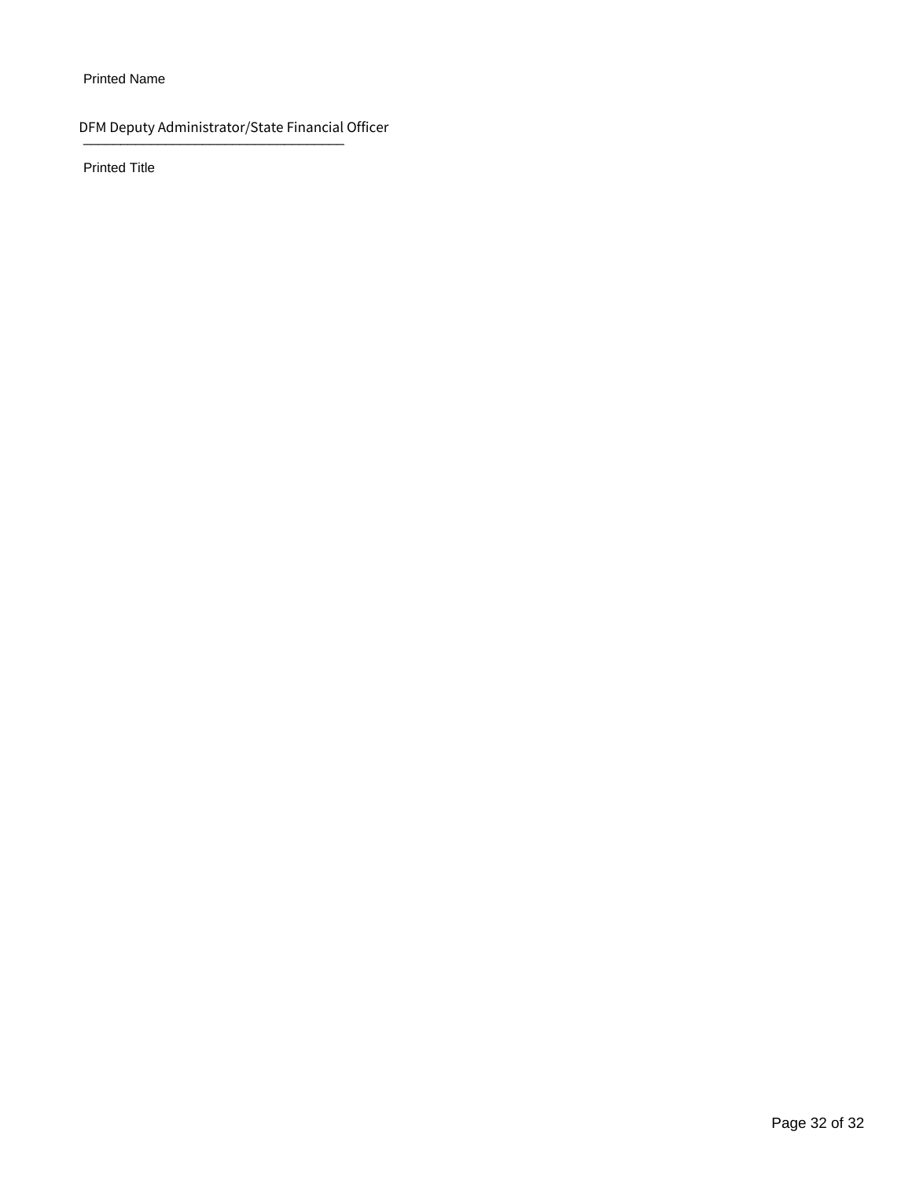Printed Name

DFM Deputy Administrator/State Financial Officer
______________________________________

Printed Title